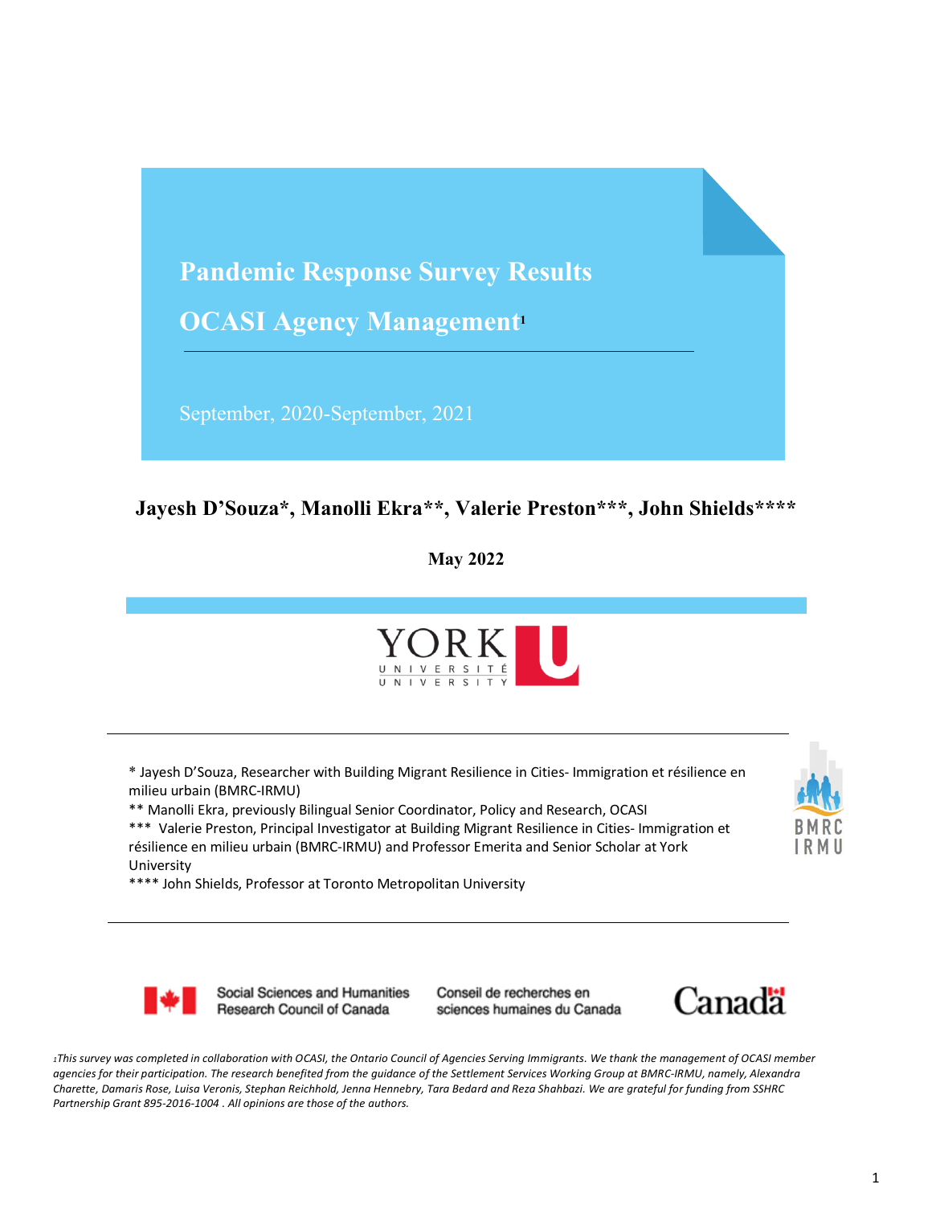# Pandemic Response Survey Results

# OCASI Agency Management[1]

September, 2020-September, 2021

**Jayesh D'Souza*, Manolli Ekra**, Valerie Preston***, John Shields******

**May 2022**

\* Jayesh D'Souza, Researcher with Building Migrant Resilience in Cities- Immigration et résilience en milieu urbain (BMRC-IRMU)

\*\* Manolli Ekra, previously Bilingual Senior Coordinator, Policy and Research, OCASI

\*\*\* Valerie Preston, Principal Investigator at Building Migrant Resilience in Cities- Immigration et résilience en milieu urbain (BMRC-IRMU) and Professor Emerita and Senior Scholar at York University

\*\*\*\* John Shields, Professor at Toronto Metropolitan University

Social Sciences and Humanities Research Council of Canada | Conseil de recherches en sciences humaines du Canada

*[1]This survey was completed in collaboration with OCASI, the Ontario Council of Agencies Serving Immigrants. We thank the management of OCASI member agencies for their participation. The research benefited from the guidance of the Settlement Services Working Group at BMRC-IRMU, namely, Alexandra Charette, Damaris Rose, Luisa Veronis, Stephan Reichhold, Jenna Hennebry, Tara Bedard and Reza Shahbazi. We are grateful for funding from SSHRC Partnership Grant 895-2016-1004 . All opinions are those of the authors.*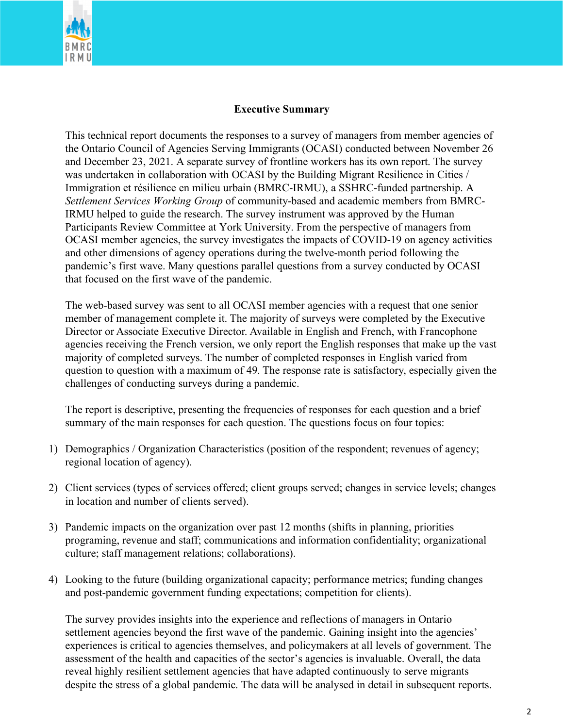## Executive Summary

This technical report documents the responses to a survey of managers from member agencies of the Ontario Council of Agencies Serving Immigrants (OCASI) conducted between November 26 and December 23, 2021. A separate survey of frontline workers has its own report. The survey was undertaken in collaboration with OCASI by the Building Migrant Resilience in Cities / Immigration et résilience en milieu urbain (BMRC-IRMU), a SSHRC-funded partnership. A *Settlement Services Working Group* of community-based and academic members from BMRC-IRMU helped to guide the research. The survey instrument was approved by the Human Participants Review Committee at York University. From the perspective of managers from OCASI member agencies, the survey investigates the impacts of COVID-19 on agency activities and other dimensions of agency operations during the twelve-month period following the pandemic's first wave. Many questions parallel questions from a survey conducted by OCASI that focused on the first wave of the pandemic.

The web-based survey was sent to all OCASI member agencies with a request that one senior member of management complete it. The majority of surveys were completed by the Executive Director or Associate Executive Director. Available in English and French, with Francophone agencies receiving the French version, we only report the English responses that make up the vast majority of completed surveys. The number of completed responses in English varied from question to question with a maximum of 49. The response rate is satisfactory, especially given the challenges of conducting surveys during a pandemic.

The report is descriptive, presenting the frequencies of responses for each question and a brief summary of the main responses for each question. The questions focus on four topics:

1) Demographics / Organization Characteristics (position of the respondent; revenues of agency; regional location of agency).

2) Client services (types of services offered; client groups served; changes in service levels; changes in location and number of clients served).

3) Pandemic impacts on the organization over past 12 months (shifts in planning, priorities programing, revenue and staff; communications and information confidentiality; organizational culture; staff management relations; collaborations).

4) Looking to the future (building organizational capacity; performance metrics; funding changes and post-pandemic government funding expectations; competition for clients).

The survey provides insights into the experience and reflections of managers in Ontario settlement agencies beyond the first wave of the pandemic. Gaining insight into the agencies' experiences is critical to agencies themselves, and policymakers at all levels of government. The assessment of the health and capacities of the sector's agencies is invaluable. Overall, the data reveal highly resilient settlement agencies that have adapted continuously to serve migrants despite the stress of a global pandemic. The data will be analysed in detail in subsequent reports.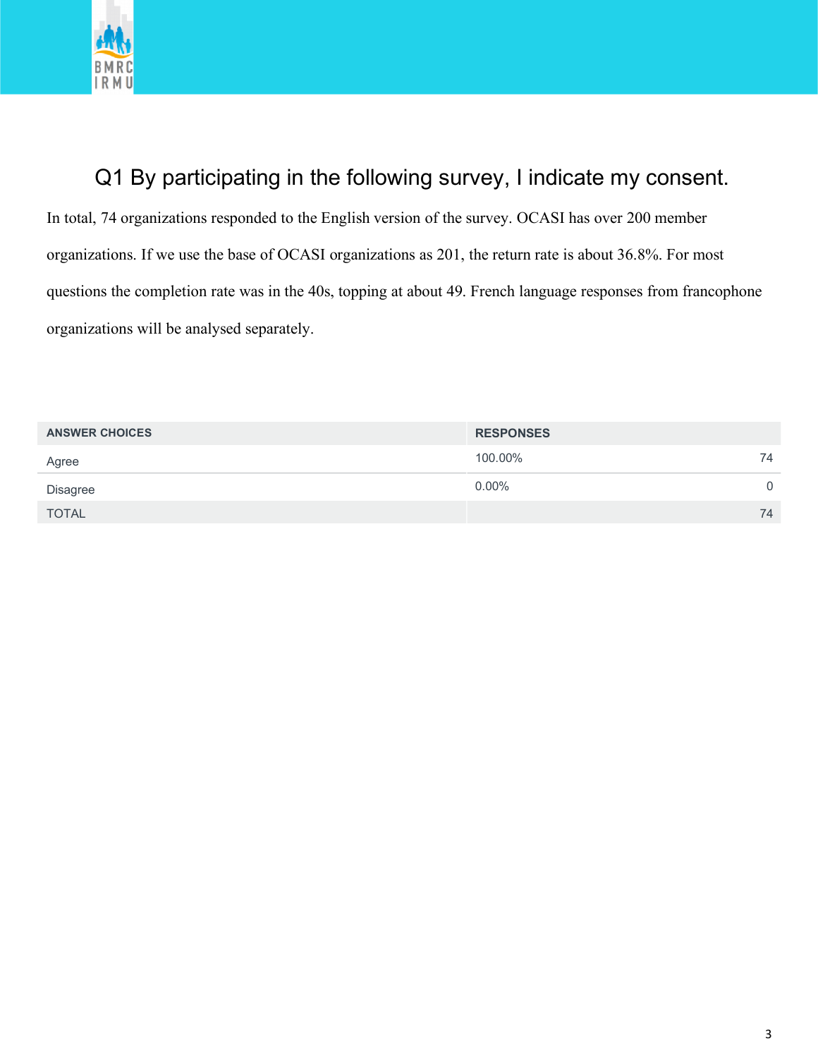# Q1 By participating in the following survey, I indicate my consent.

In total, 74 organizations responded to the English version of the survey. OCASI has over 200 member organizations. If we use the base of OCASI organizations as 201, the return rate is about 36.8%. For most questions the completion rate was in the 40s, topping at about 49. French language responses from francophone organizations will be analysed separately.

| ANSWER CHOICES | RESPONSES | |
|---|---|---|
| Agree | 100.00% | 74 |
| Disagree | 0.00% | 0 |
| TOTAL | | 74 |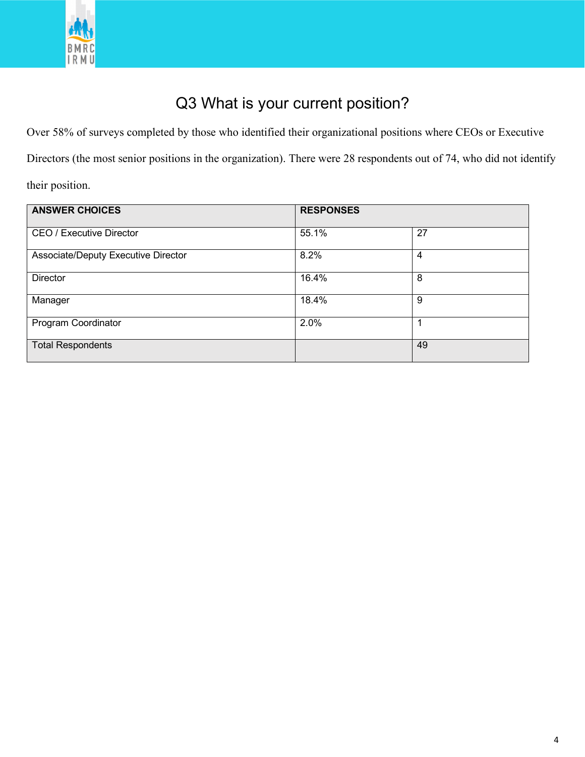# Q3 What is your current position?

Over 58% of surveys completed by those who identified their organizational positions where CEOs or Executive Directors (the most senior positions in the organization). There were 28 respondents out of 74, who did not identify their position.

| ANSWER CHOICES | RESPONSES | |
|---|---|---|
| CEO / Executive Director | 55.1% | 27 |
| Associate/Deputy Executive Director | 8.2% | 4 |
| Director | 16.4% | 8 |
| Manager | 18.4% | 9 |
| Program Coordinator | 2.0% | 1 |
| Total Respondents | | 49 |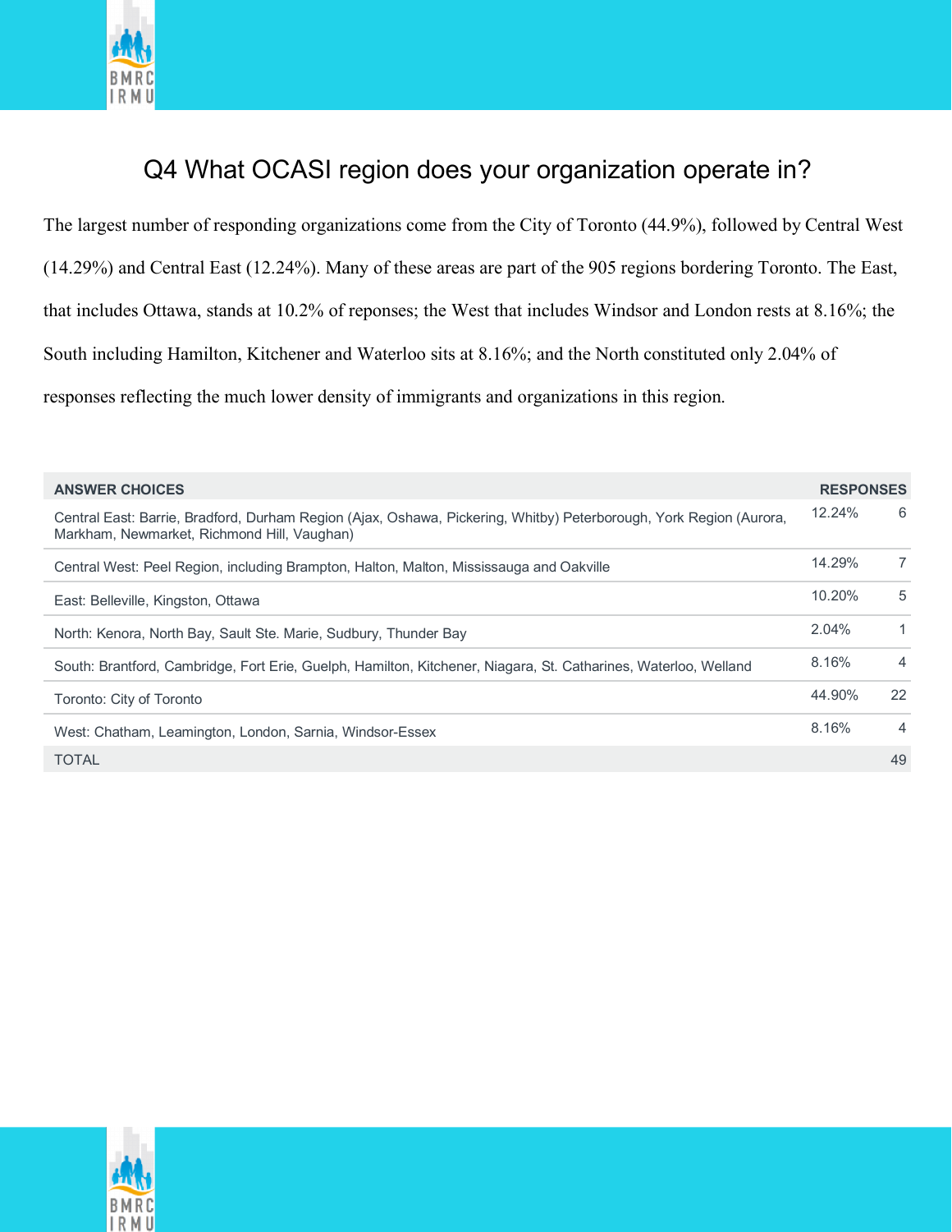# Q4 What OCASI region does your organization operate in?

The largest number of responding organizations come from the City of Toronto (44.9%), followed by Central West (14.29%) and Central East (12.24%). Many of these areas are part of the 905 regions bordering Toronto. The East, that includes Ottawa, stands at 10.2% of reponses; the West that includes Windsor and London rests at 8.16%; the South including Hamilton, Kitchener and Waterloo sits at 8.16%; and the North constituted only 2.04% of responses reflecting the much lower density of immigrants and organizations in this region.

| ANSWER CHOICES | RESPONSES | |
|---|---|---|
| Central East: Barrie, Bradford, Durham Region (Ajax, Oshawa, Pickering, Whitby) Peterborough, York Region (Aurora, Markham, Newmarket, Richmond Hill, Vaughan) | 12.24% | 6 |
| Central West: Peel Region, including Brampton, Halton, Malton, Mississauga and Oakville | 14.29% | 7 |
| East: Belleville, Kingston, Ottawa | 10.20% | 5 |
| North: Kenora, North Bay, Sault Ste. Marie, Sudbury, Thunder Bay | 2.04% | 1 |
| South: Brantford, Cambridge, Fort Erie, Guelph, Hamilton, Kitchener, Niagara, St. Catharines, Waterloo, Welland | 8.16% | 4 |
| Toronto: City of Toronto | 44.90% | 22 |
| West: Chatham, Leamington, London, Sarnia, Windsor-Essex | 8.16% | 4 |
| TOTAL | | 49 |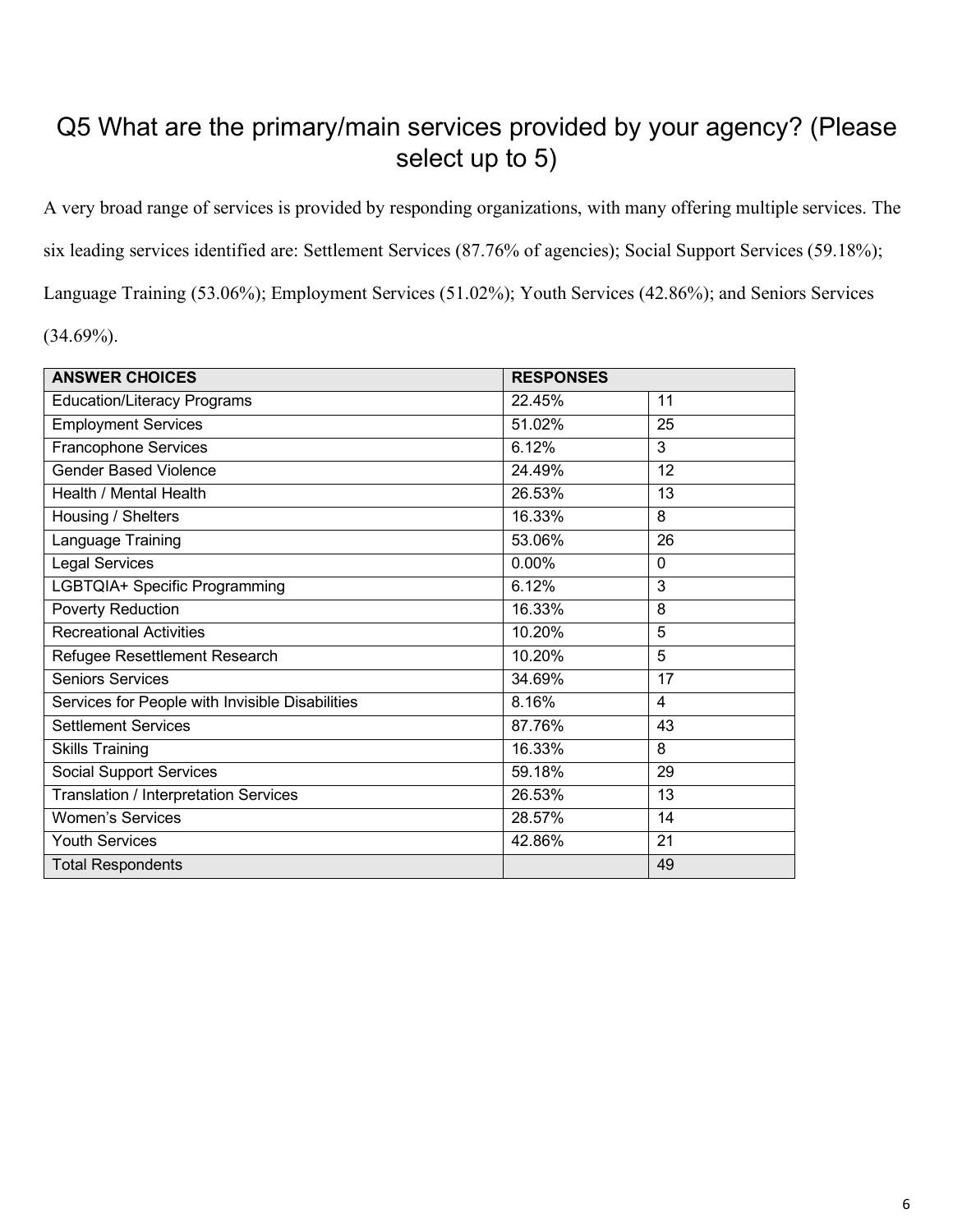## Q5 What are the primary/main services provided by your agency? (Please select up to 5)

A very broad range of services is provided by responding organizations, with many offering multiple services. The six leading services identified are: Settlement Services (87.76% of agencies); Social Support Services (59.18%); Language Training (53.06%); Employment Services (51.02%); Youth Services (42.86%); and Seniors Services (34.69%).

| ANSWER CHOICES | RESPONSES | |
|---|---|---|
| Education/Literacy Programs | 22.45% | 11 |
| Employment Services | 51.02% | 25 |
| Francophone Services | 6.12% | 3 |
| Gender Based Violence | 24.49% | 12 |
| Health / Mental Health | 26.53% | 13 |
| Housing / Shelters | 16.33% | 8 |
| Language Training | 53.06% | 26 |
| Legal Services | 0.00% | 0 |
| LGBTQIA+ Specific Programming | 6.12% | 3 |
| Poverty Reduction | 16.33% | 8 |
| Recreational Activities | 10.20% | 5 |
| Refugee Resettlement Research | 10.20% | 5 |
| Seniors Services | 34.69% | 17 |
| Services for People with Invisible Disabilities | 8.16% | 4 |
| Settlement Services | 87.76% | 43 |
| Skills Training | 16.33% | 8 |
| Social Support Services | 59.18% | 29 |
| Translation / Interpretation Services | 26.53% | 13 |
| Women's Services | 28.57% | 14 |
| Youth Services | 42.86% | 21 |
| Total Respondents | | 49 |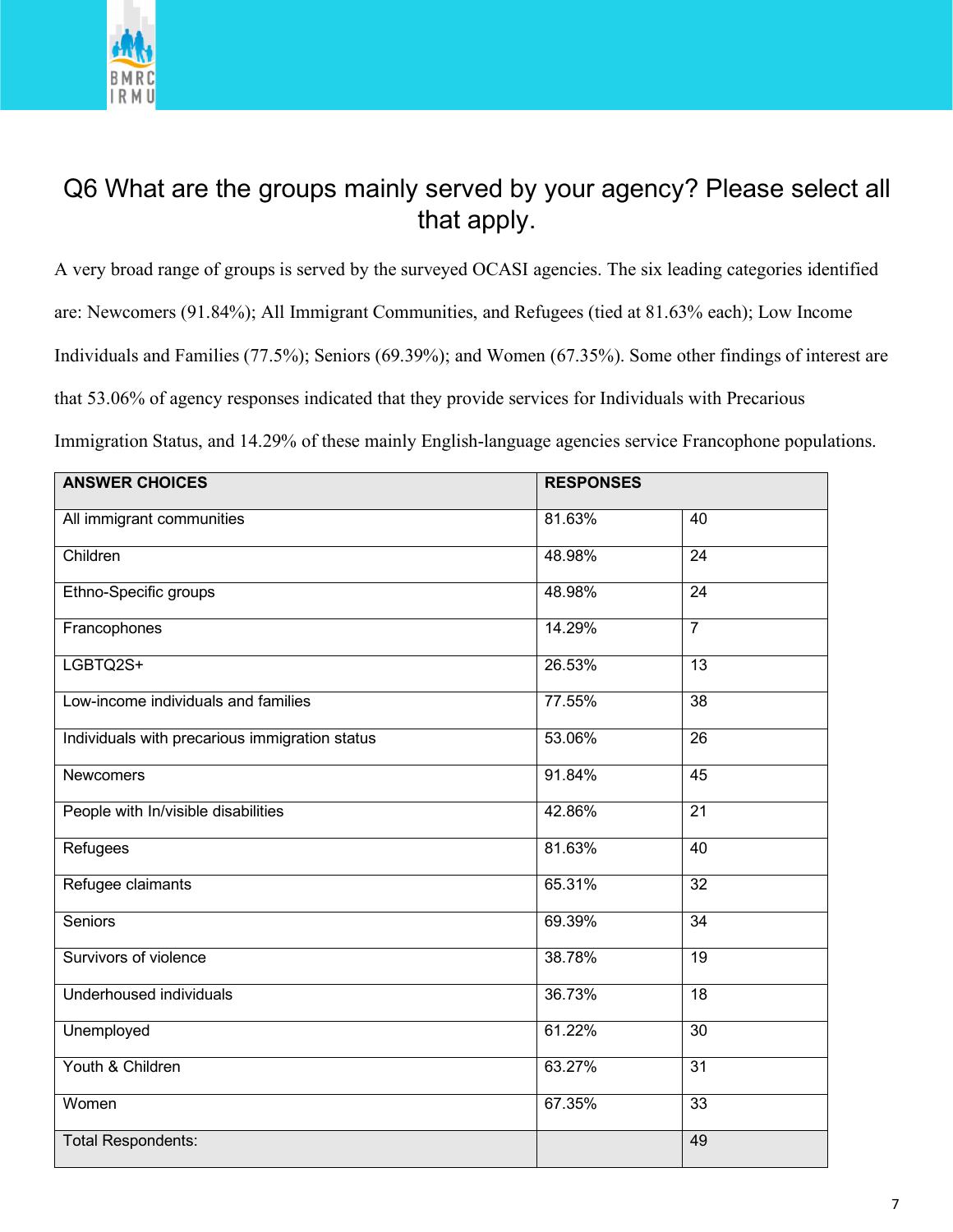## Q6 What are the groups mainly served by your agency? Please select all that apply.

A very broad range of groups is served by the surveyed OCASI agencies. The six leading categories identified are: Newcomers (91.84%); All Immigrant Communities, and Refugees (tied at 81.63% each); Low Income Individuals and Families (77.5%); Seniors (69.39%); and Women (67.35%). Some other findings of interest are that 53.06% of agency responses indicated that they provide services for Individuals with Precarious Immigration Status, and 14.29% of these mainly English-language agencies service Francophone populations.

| ANSWER CHOICES | RESPONSES | |
|---|---|---|
| All immigrant communities | 81.63% | 40 |
| Children | 48.98% | 24 |
| Ethno-Specific groups | 48.98% | 24 |
| Francophones | 14.29% | 7 |
| LGBTQ2S+ | 26.53% | 13 |
| Low-income individuals and families | 77.55% | 38 |
| Individuals with precarious immigration status | 53.06% | 26 |
| Newcomers | 91.84% | 45 |
| People with In/visible disabilities | 42.86% | 21 |
| Refugees | 81.63% | 40 |
| Refugee claimants | 65.31% | 32 |
| Seniors | 69.39% | 34 |
| Survivors of violence | 38.78% | 19 |
| Underhoused individuals | 36.73% | 18 |
| Unemployed | 61.22% | 30 |
| Youth & Children | 63.27% | 31 |
| Women | 67.35% | 33 |
| Total Respondents: | | 49 |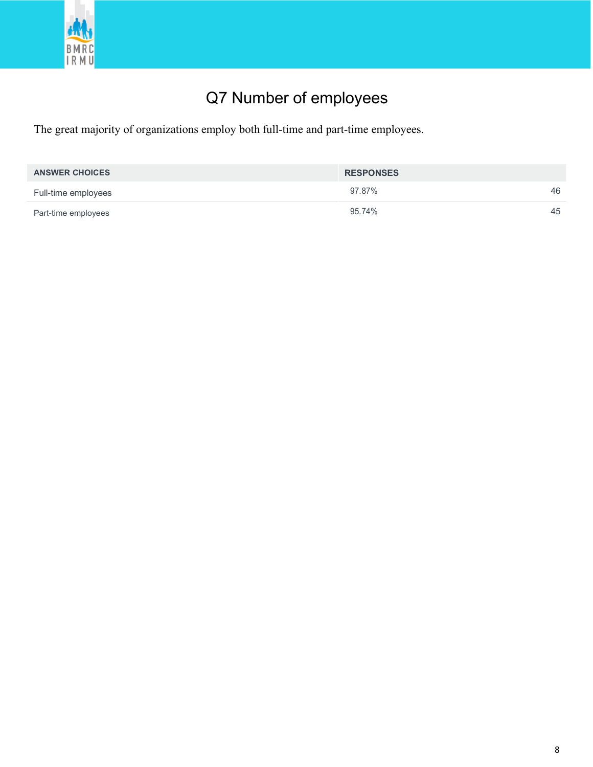# Q7 Number of employees

The great majority of organizations employ both full-time and part-time employees.

| ANSWER CHOICES | RESPONSES | |
|---|---|---|
| Full-time employees | 97.87% | 46 |
| Part-time employees | 95.74% | 45 |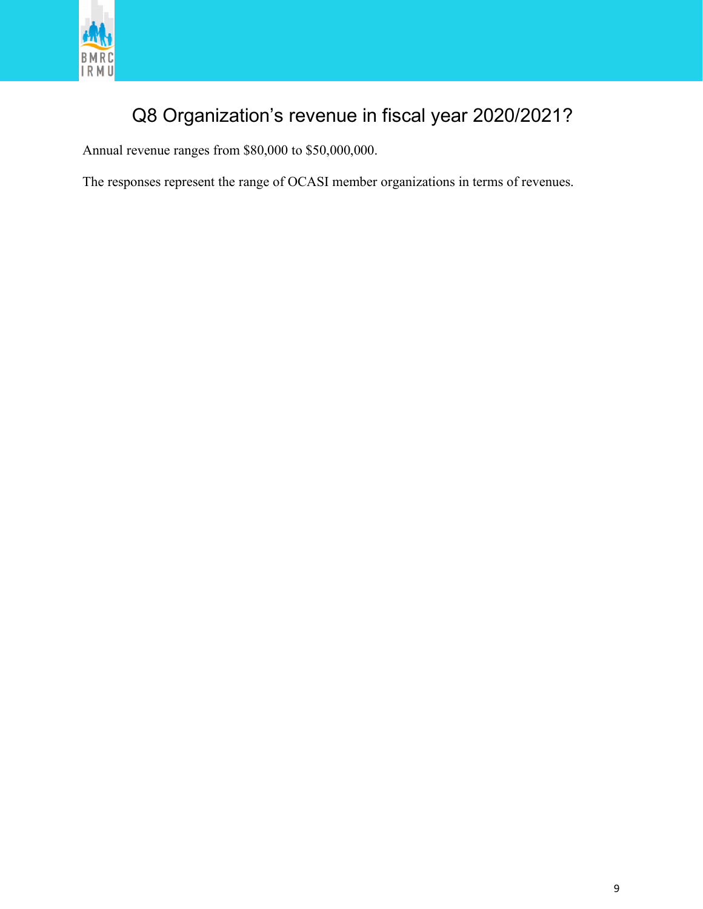## Q8 Organization’s revenue in fiscal year 2020/2021?

Annual revenue ranges from $80,000 to $50,000,000.

The responses represent the range of OCASI member organizations in terms of revenues.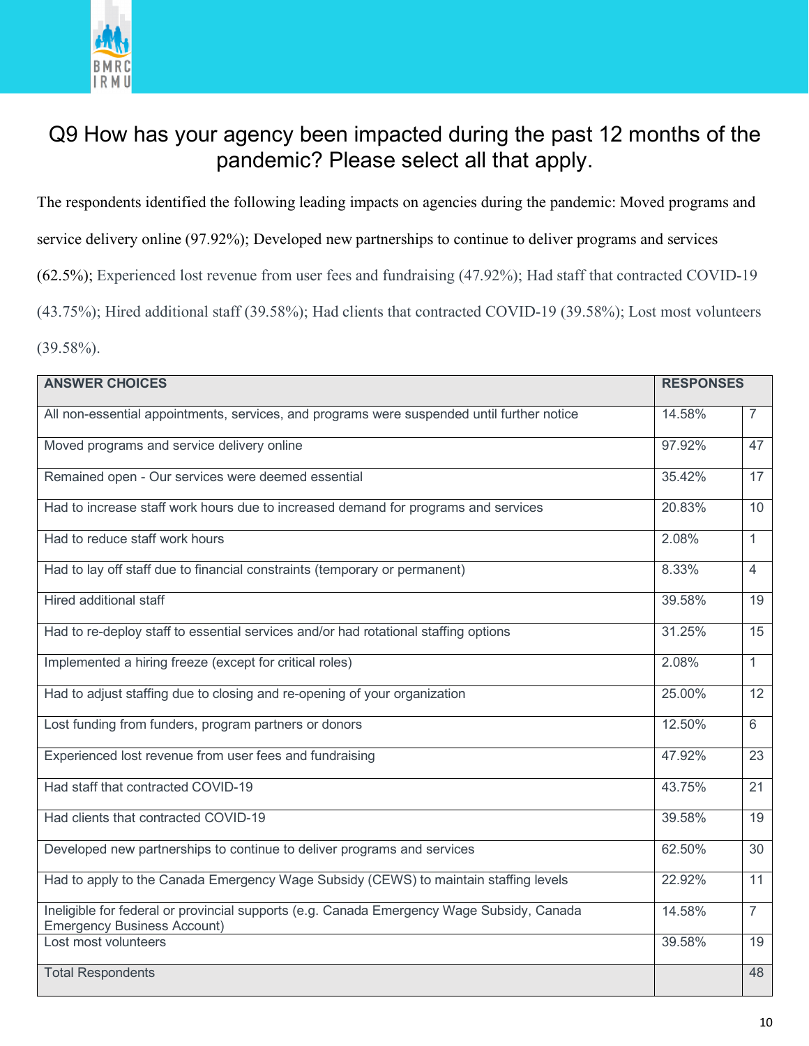## Q9 How has your agency been impacted during the past 12 months of the pandemic? Please select all that apply.

The respondents identified the following leading impacts on agencies during the pandemic: Moved programs and service delivery online (97.92%); Developed new partnerships to continue to deliver programs and services (62.5%); Experienced lost revenue from user fees and fundraising (47.92%); Had staff that contracted COVID-19 (43.75%); Hired additional staff (39.58%); Had clients that contracted COVID-19 (39.58%); Lost most volunteers (39.58%).

| ANSWER CHOICES | RESPONSES | |
|---|---|---|
| All non-essential appointments, services, and programs were suspended until further notice | 14.58% | 7 |
| Moved programs and service delivery online | 97.92% | 47 |
| Remained open - Our services were deemed essential | 35.42% | 17 |
| Had to increase staff work hours due to increased demand for programs and services | 20.83% | 10 |
| Had to reduce staff work hours | 2.08% | 1 |
| Had to lay off staff due to financial constraints (temporary or permanent) | 8.33% | 4 |
| Hired additional staff | 39.58% | 19 |
| Had to re-deploy staff to essential services and/or had rotational staffing options | 31.25% | 15 |
| Implemented a hiring freeze (except for critical roles) | 2.08% | 1 |
| Had to adjust staffing due to closing and re-opening of your organization | 25.00% | 12 |
| Lost funding from funders, program partners or donors | 12.50% | 6 |
| Experienced lost revenue from user fees and fundraising | 47.92% | 23 |
| Had staff that contracted COVID-19 | 43.75% | 21 |
| Had clients that contracted COVID-19 | 39.58% | 19 |
| Developed new partnerships to continue to deliver programs and services | 62.50% | 30 |
| Had to apply to the Canada Emergency Wage Subsidy (CEWS) to maintain staffing levels | 22.92% | 11 |
| Ineligible for federal or provincial supports (e.g. Canada Emergency Wage Subsidy, Canada Emergency Business Account) | 14.58% | 7 |
| Lost most volunteers | 39.58% | 19 |
| Total Respondents | | 48 |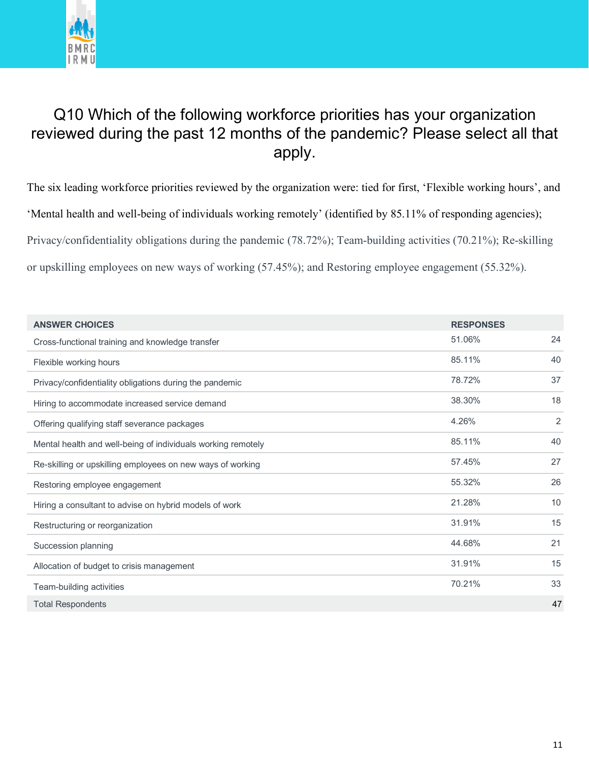# Q10 Which of the following workforce priorities has your organization reviewed during the past 12 months of the pandemic? Please select all that apply.

The six leading workforce priorities reviewed by the organization were: tied for first, 'Flexible working hours', and 'Mental health and well-being of individuals working remotely' (identified by 85.11% of responding agencies); Privacy/confidentiality obligations during the pandemic (78.72%); Team-building activities (70.21%); Re-skilling or upskilling employees on new ways of working (57.45%); and Restoring employee engagement (55.32%).

| ANSWER CHOICES | RESPONSES | |
|---|---|---|
| Cross-functional training and knowledge transfer | 51.06% | 24 |
| Flexible working hours | 85.11% | 40 |
| Privacy/confidentiality obligations during the pandemic | 78.72% | 37 |
| Hiring to accommodate increased service demand | 38.30% | 18 |
| Offering qualifying staff severance packages | 4.26% | 2 |
| Mental health and well-being of individuals working remotely | 85.11% | 40 |
| Re-skilling or upskilling employees on new ways of working | 57.45% | 27 |
| Restoring employee engagement | 55.32% | 26 |
| Hiring a consultant to advise on hybrid models of work | 21.28% | 10 |
| Restructuring or reorganization | 31.91% | 15 |
| Succession planning | 44.68% | 21 |
| Allocation of budget to crisis management | 31.91% | 15 |
| Team-building activities | 70.21% | 33 |
| Total Respondents | | 47 |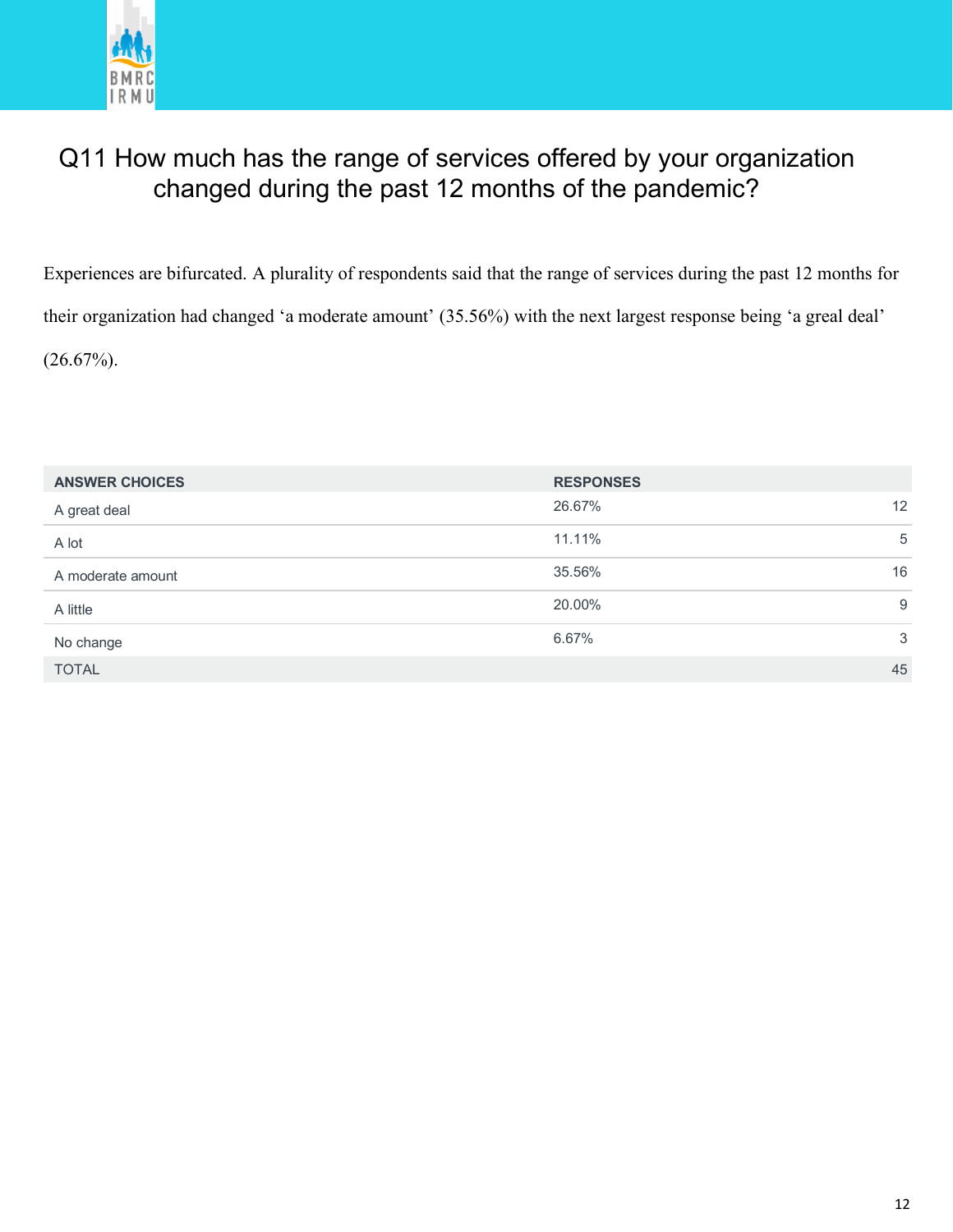# Q11 How much has the range of services offered by your organization changed during the past 12 months of the pandemic?

Experiences are bifurcated. A plurality of respondents said that the range of services during the past 12 months for their organization had changed 'a moderate amount' (35.56%) with the next largest response being 'a greal deal' (26.67%).

| ANSWER CHOICES | RESPONSES | |
| --- | --- | --- |
| A great deal | 26.67% | 12 |
| A lot | 11.11% | 5 |
| A moderate amount | 35.56% | 16 |
| A little | 20.00% | 9 |
| No change | 6.67% | 3 |
| TOTAL | | 45 |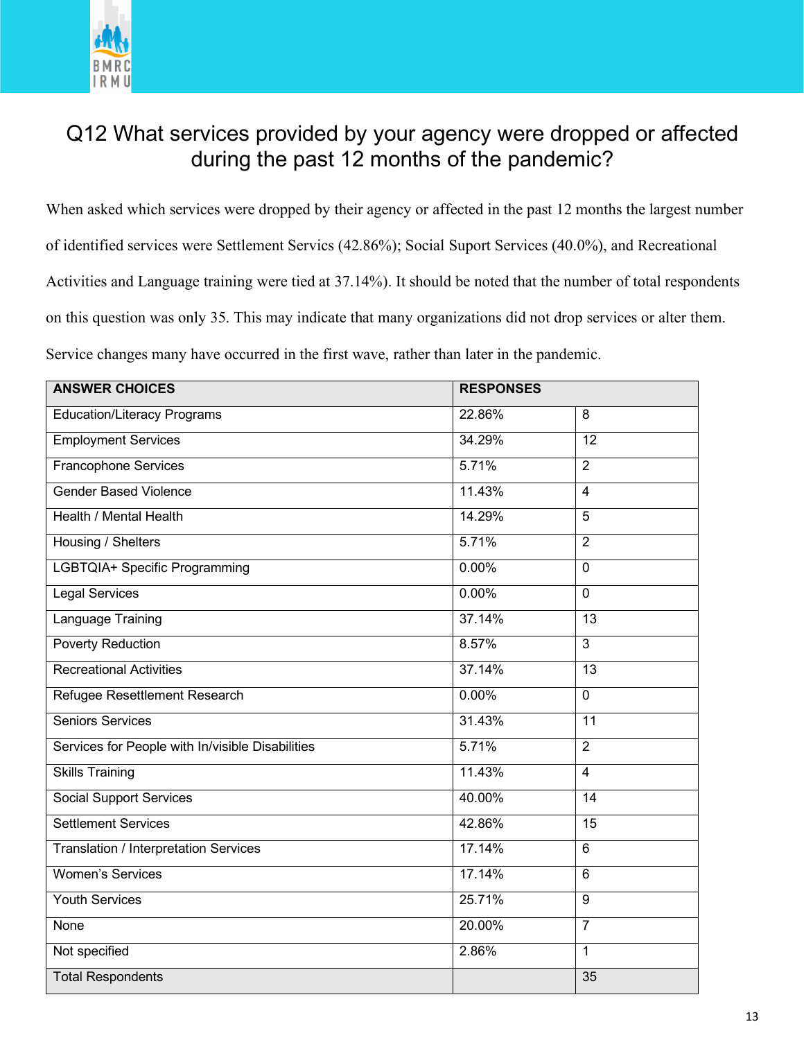# Q12 What services provided by your agency were dropped or affected during the past 12 months of the pandemic?

When asked which services were dropped by their agency or affected in the past 12 months the largest number of identified services were Settlement Servics (42.86%); Social Suport Services (40.0%), and Recreational Activities and Language training were tied at 37.14%). It should be noted that the number of total respondents on this question was only 35. This may indicate that many organizations did not drop services or alter them. Service changes many have occurred in the first wave, rather than later in the pandemic.

| ANSWER CHOICES | RESPONSES | |
|---|---|---|
| Education/Literacy Programs | 22.86% | 8 |
| Employment Services | 34.29% | 12 |
| Francophone Services | 5.71% | 2 |
| Gender Based Violence | 11.43% | 4 |
| Health / Mental Health | 14.29% | 5 |
| Housing / Shelters | 5.71% | 2 |
| LGBTQIA+ Specific Programming | 0.00% | 0 |
| Legal Services | 0.00% | 0 |
| Language Training | 37.14% | 13 |
| Poverty Reduction | 8.57% | 3 |
| Recreational Activities | 37.14% | 13 |
| Refugee Resettlement Research | 0.00% | 0 |
| Seniors Services | 31.43% | 11 |
| Services for People with In/visible Disabilities | 5.71% | 2 |
| Skills Training | 11.43% | 4 |
| Social Support Services | 40.00% | 14 |
| Settlement Services | 42.86% | 15 |
| Translation / Interpretation Services | 17.14% | 6 |
| Women's Services | 17.14% | 6 |
| Youth Services | 25.71% | 9 |
| None | 20.00% | 7 |
| Not specified | 2.86% | 1 |
| Total Respondents | | 35 |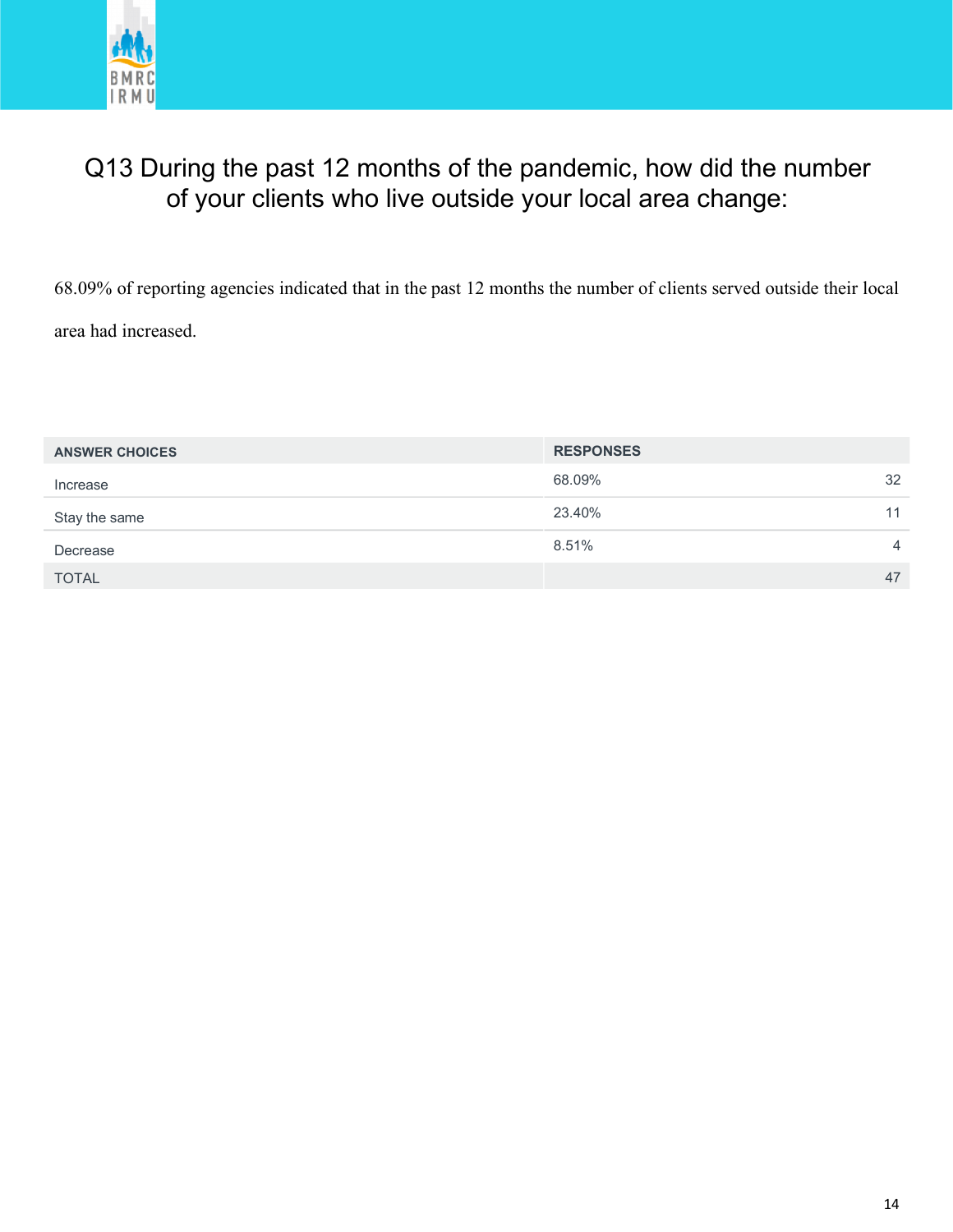## Q13 During the past 12 months of the pandemic, how did the number of your clients who live outside your local area change:

68.09% of reporting agencies indicated that in the past 12 months the number of clients served outside their local area had increased.

| ANSWER CHOICES | RESPONSES | |
|---|---|---|
| Increase | 68.09% | 32 |
| Stay the same | 23.40% | 11 |
| Decrease | 8.51% | 4 |
| TOTAL | | 47 |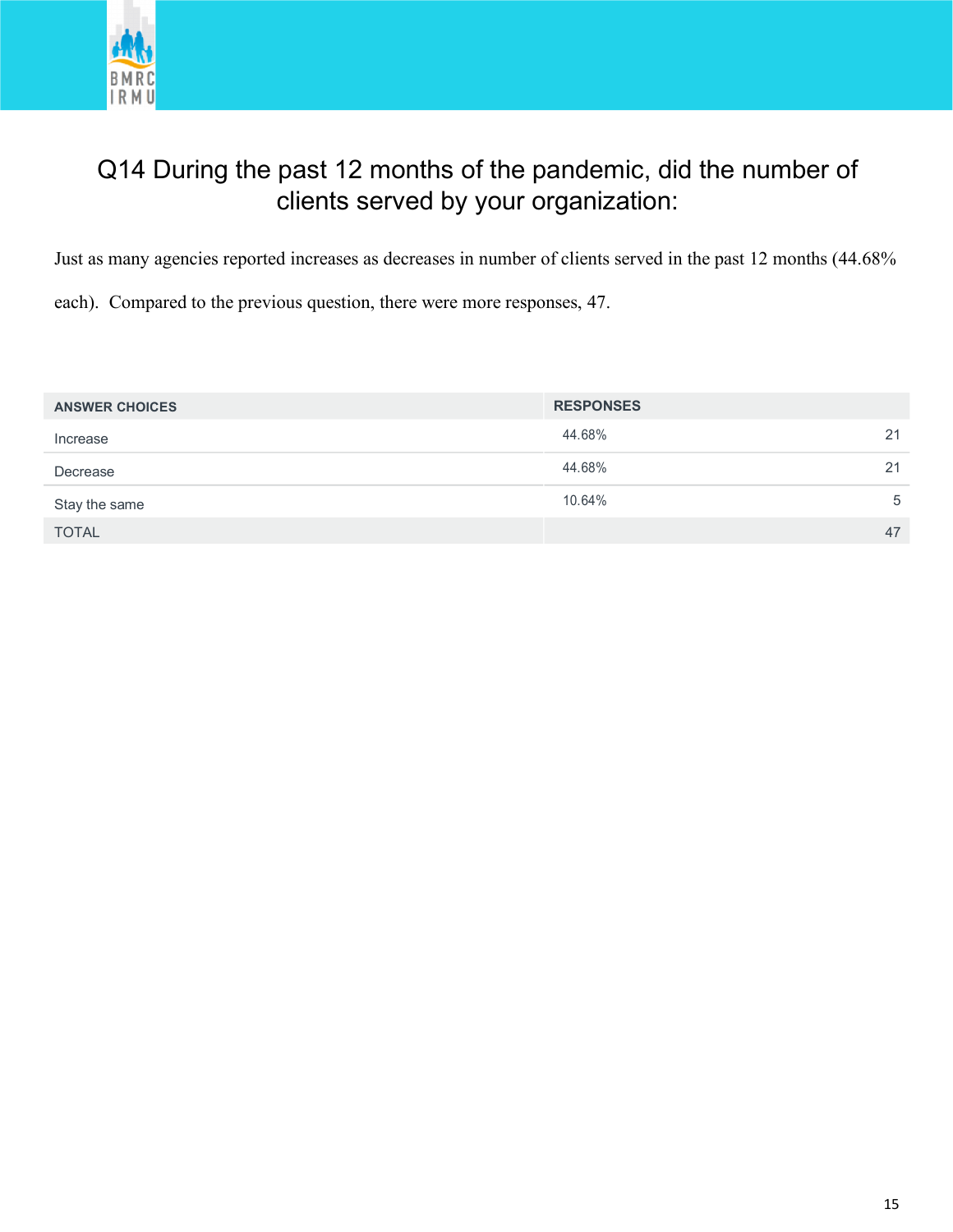## Q14 During the past 12 months of the pandemic, did the number of clients served by your organization:

Just as many agencies reported increases as decreases in number of clients served in the past 12 months (44.68% each). Compared to the previous question, there were more responses, 47.

| ANSWER CHOICES | RESPONSES | |
|---|---|---|
| Increase | 44.68% | 21 |
| Decrease | 44.68% | 21 |
| Stay the same | 10.64% | 5 |
| TOTAL | | 47 |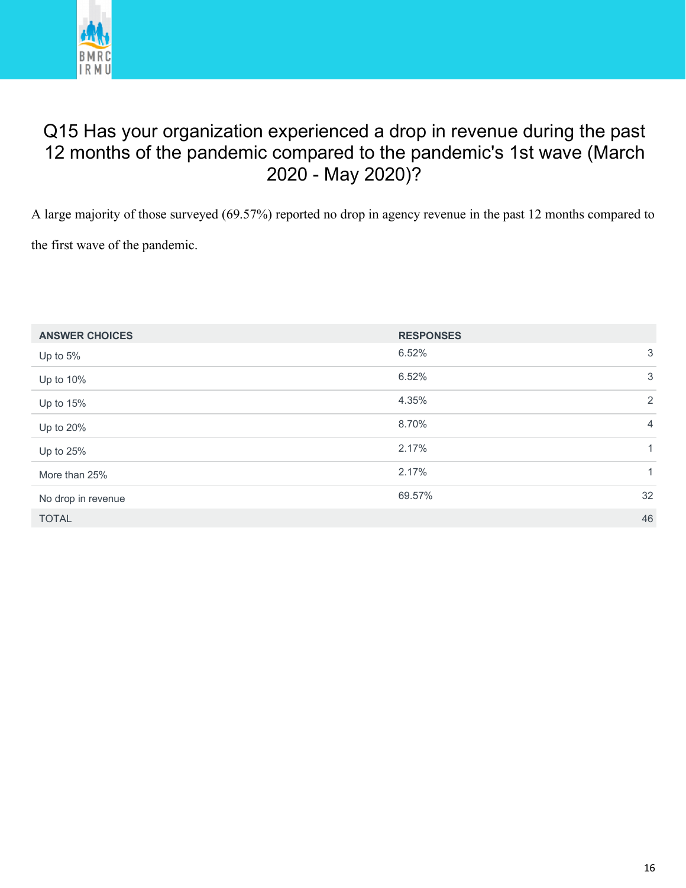## Q15 Has your organization experienced a drop in revenue during the past 12 months of the pandemic compared to the pandemic's 1st wave (March 2020 - May 2020)?

A large majority of those surveyed (69.57%) reported no drop in agency revenue in the past 12 months compared to the first wave of the pandemic.

| ANSWER CHOICES | RESPONSES | |
|---|---|---|
| Up to 5% | 6.52% | 3 |
| Up to 10% | 6.52% | 3 |
| Up to 15% | 4.35% | 2 |
| Up to 20% | 8.70% | 4 |
| Up to 25% | 2.17% | 1 |
| More than 25% | 2.17% | 1 |
| No drop in revenue | 69.57% | 32 |
| TOTAL | | 46 |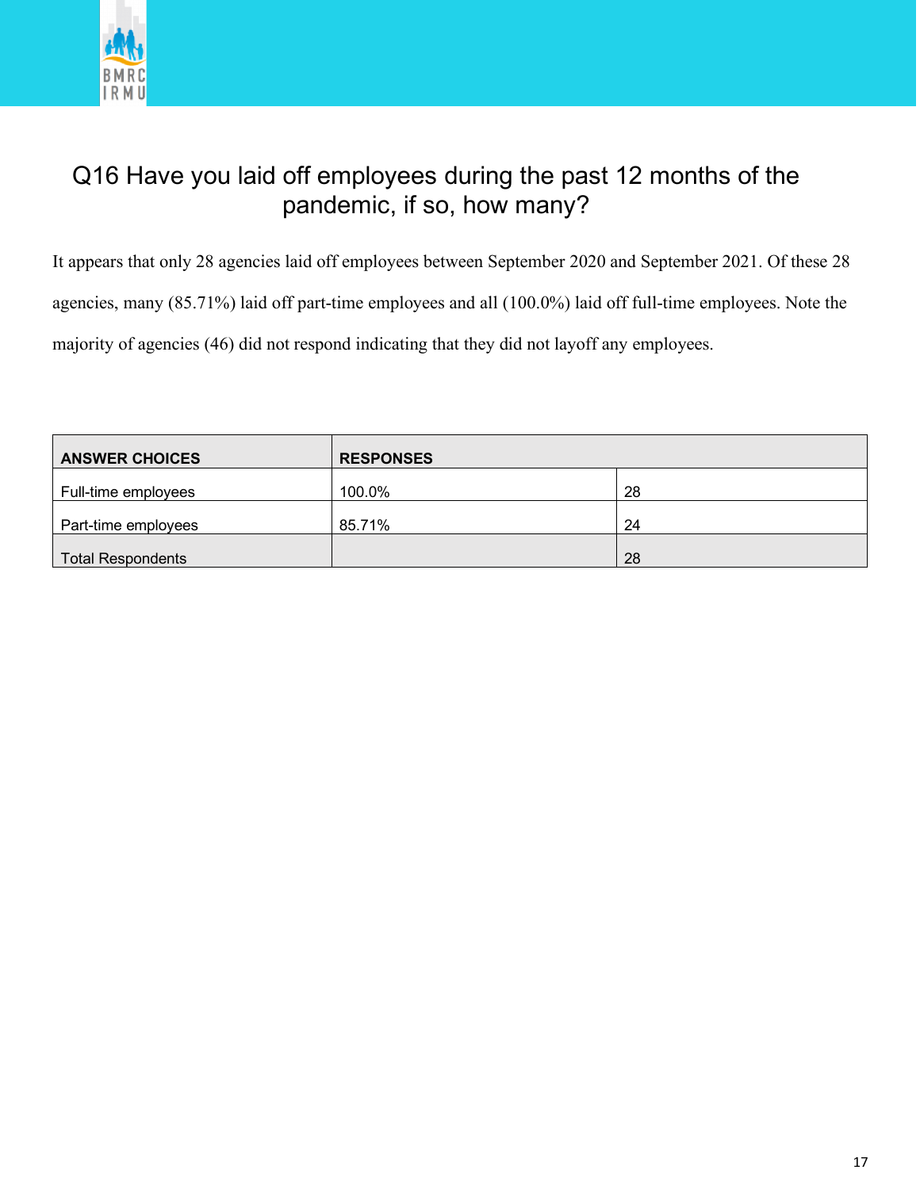## Q16 Have you laid off employees during the past 12 months of the pandemic, if so, how many?

It appears that only 28 agencies laid off employees between September 2020 and September 2021. Of these 28 agencies, many (85.71%) laid off part-time employees and all (100.0%) laid off full-time employees. Note the majority of agencies (46) did not respond indicating that they did not layoff any employees.

| ANSWER CHOICES | RESPONSES | |
|---|---|---|
| Full-time employees | 100.0% | 28 |
| Part-time employees | 85.71% | 24 |
| Total Respondents | | 28 |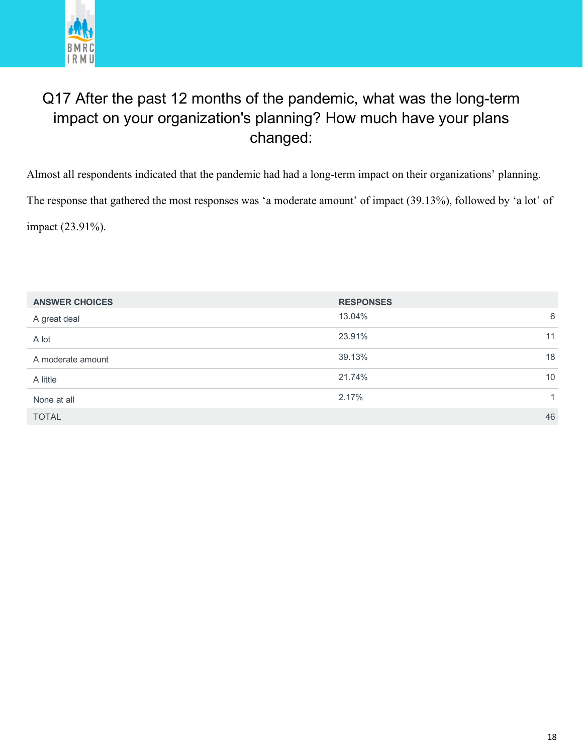# Q17 After the past 12 months of the pandemic, what was the long-term impact on your organization's planning? How much have your plans changed:

Almost all respondents indicated that the pandemic had had a long-term impact on their organizations' planning. The response that gathered the most responses was 'a moderate amount' of impact (39.13%), followed by 'a lot' of impact (23.91%).

| ANSWER CHOICES | RESPONSES | |
|---|---|---|
| A great deal | 13.04% | 6 |
| A lot | 23.91% | 11 |
| A moderate amount | 39.13% | 18 |
| A little | 21.74% | 10 |
| None at all | 2.17% | 1 |
| TOTAL | | 46 |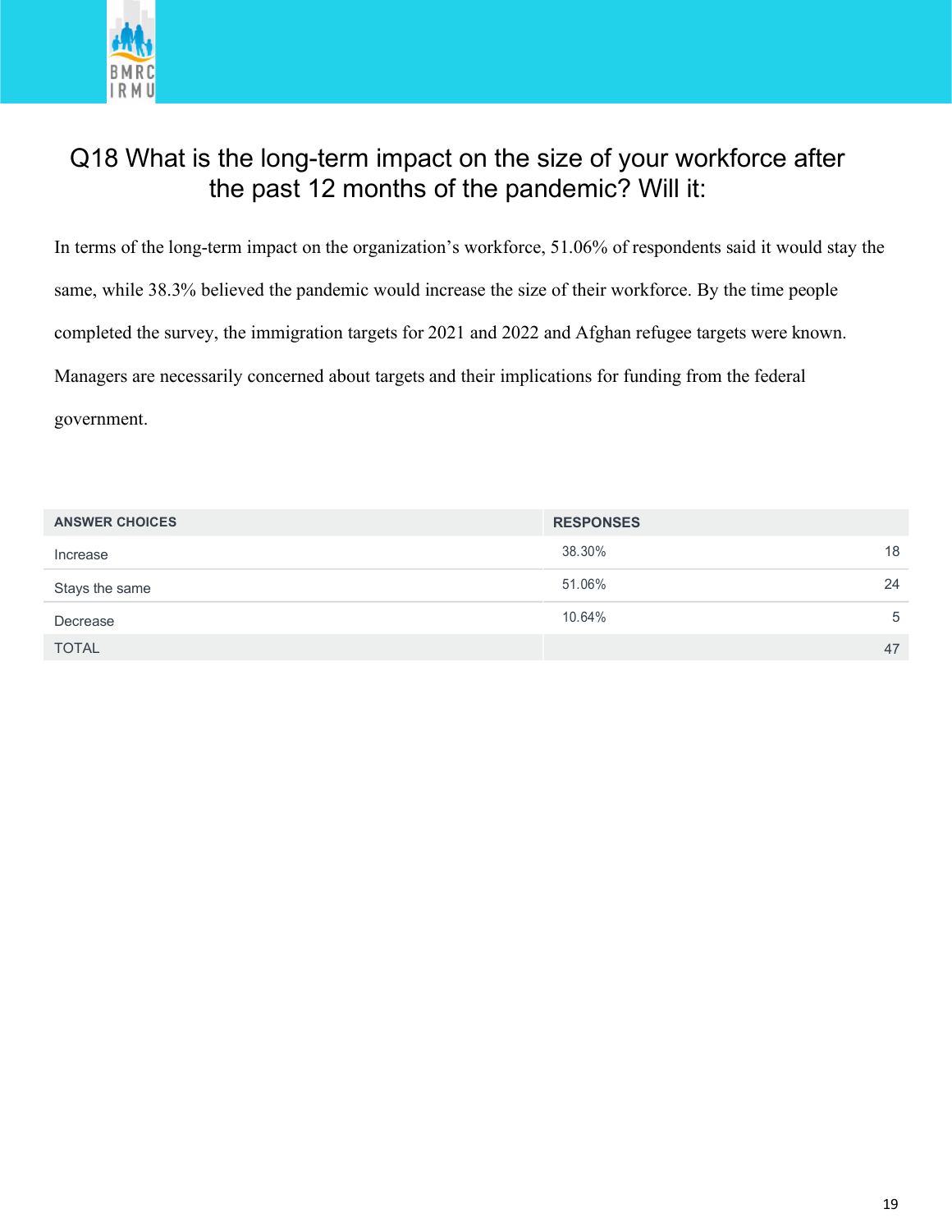## Q18 What is the long-term impact on the size of your workforce after the past 12 months of the pandemic? Will it:

In terms of the long-term impact on the organization's workforce, 51.06% of respondents said it would stay the same, while 38.3% believed the pandemic would increase the size of their workforce. By the time people completed the survey, the immigration targets for 2021 and 2022 and Afghan refugee targets were known. Managers are necessarily concerned about targets and their implications for funding from the federal government.

| ANSWER CHOICES | RESPONSES | |
|---|---|---|
| Increase | 38.30% | 18 |
| Stays the same | 51.06% | 24 |
| Decrease | 10.64% | 5 |
| TOTAL | | 47 |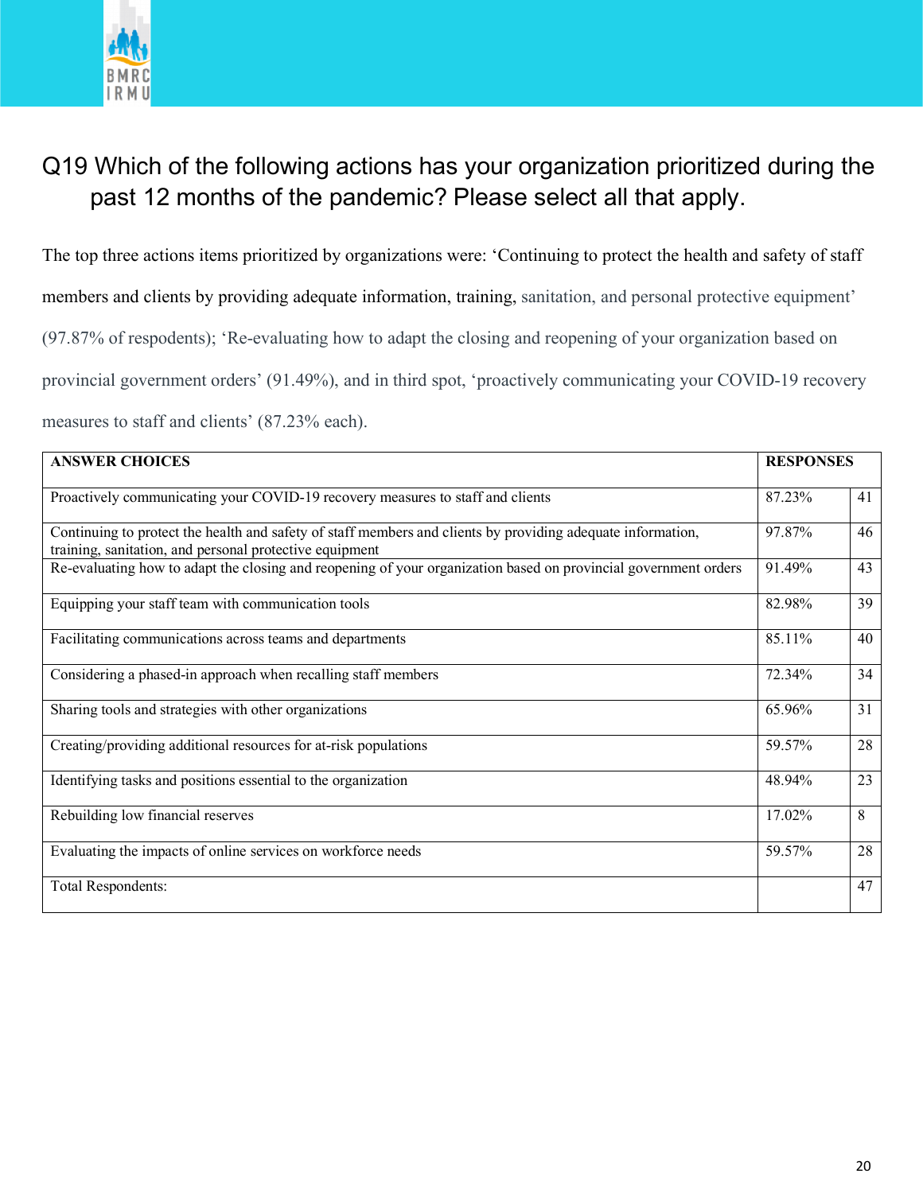## Q19 Which of the following actions has your organization prioritized during the past 12 months of the pandemic? Please select all that apply.

The top three actions items prioritized by organizations were: 'Continuing to protect the health and safety of staff members and clients by providing adequate information, training, sanitation, and personal protective equipment' (97.87% of respodents); 'Re-evaluating how to adapt the closing and reopening of your organization based on provincial government orders' (91.49%), and in third spot, 'proactively communicating your COVID-19 recovery measures to staff and clients' (87.23% each).

| ANSWER CHOICES | RESPONSES | |
|---|---|---|
| Proactively communicating your COVID-19 recovery measures to staff and clients | 87.23% | 41 |
| Continuing to protect the health and safety of staff members and clients by providing adequate information, training, sanitation, and personal protective equipment | 97.87% | 46 |
| Re-evaluating how to adapt the closing and reopening of your organization based on provincial government orders | 91.49% | 43 |
| Equipping your staff team with communication tools | 82.98% | 39 |
| Facilitating communications across teams and departments | 85.11% | 40 |
| Considering a phased-in approach when recalling staff members | 72.34% | 34 |
| Sharing tools and strategies with other organizations | 65.96% | 31 |
| Creating/providing additional resources for at-risk populations | 59.57% | 28 |
| Identifying tasks and positions essential to the organization | 48.94% | 23 |
| Rebuilding low financial reserves | 17.02% | 8 |
| Evaluating the impacts of online services on workforce needs | 59.57% | 28 |
| Total Respondents: | | 47 |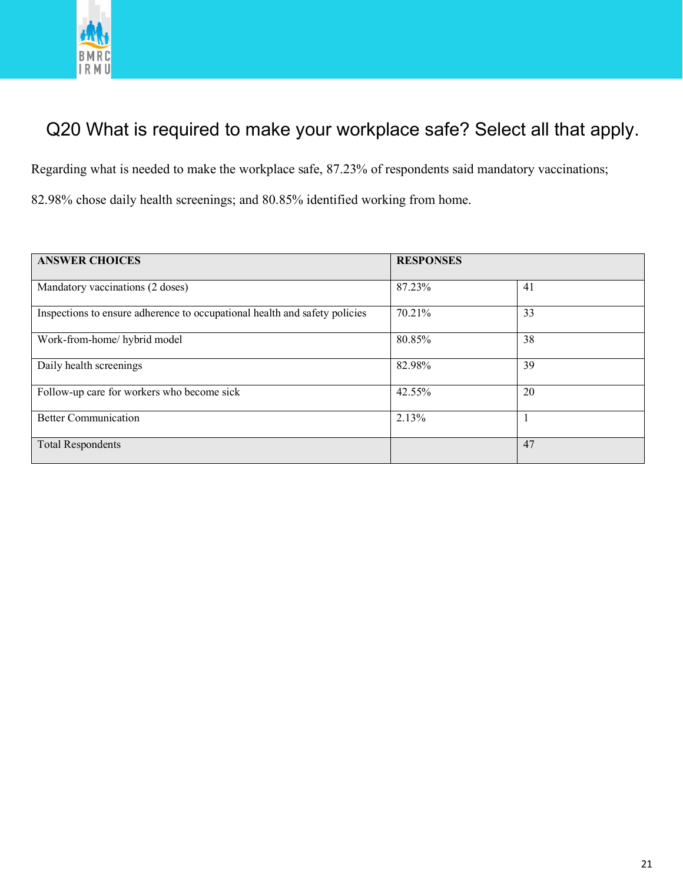## Q20 What is required to make your workplace safe? Select all that apply.

Regarding what is needed to make the workplace safe, 87.23% of respondents said mandatory vaccinations; 82.98% chose daily health screenings; and 80.85% identified working from home.

| ANSWER CHOICES | RESPONSES | |
|---|---|---|
| Mandatory vaccinations (2 doses) | 87.23% | 41 |
| Inspections to ensure adherence to occupational health and safety policies | 70.21% | 33 |
| Work-from-home/ hybrid model | 80.85% | 38 |
| Daily health screenings | 82.98% | 39 |
| Follow-up care for workers who become sick | 42.55% | 20 |
| Better Communication | 2.13% | 1 |
| Total Respondents | | 47 |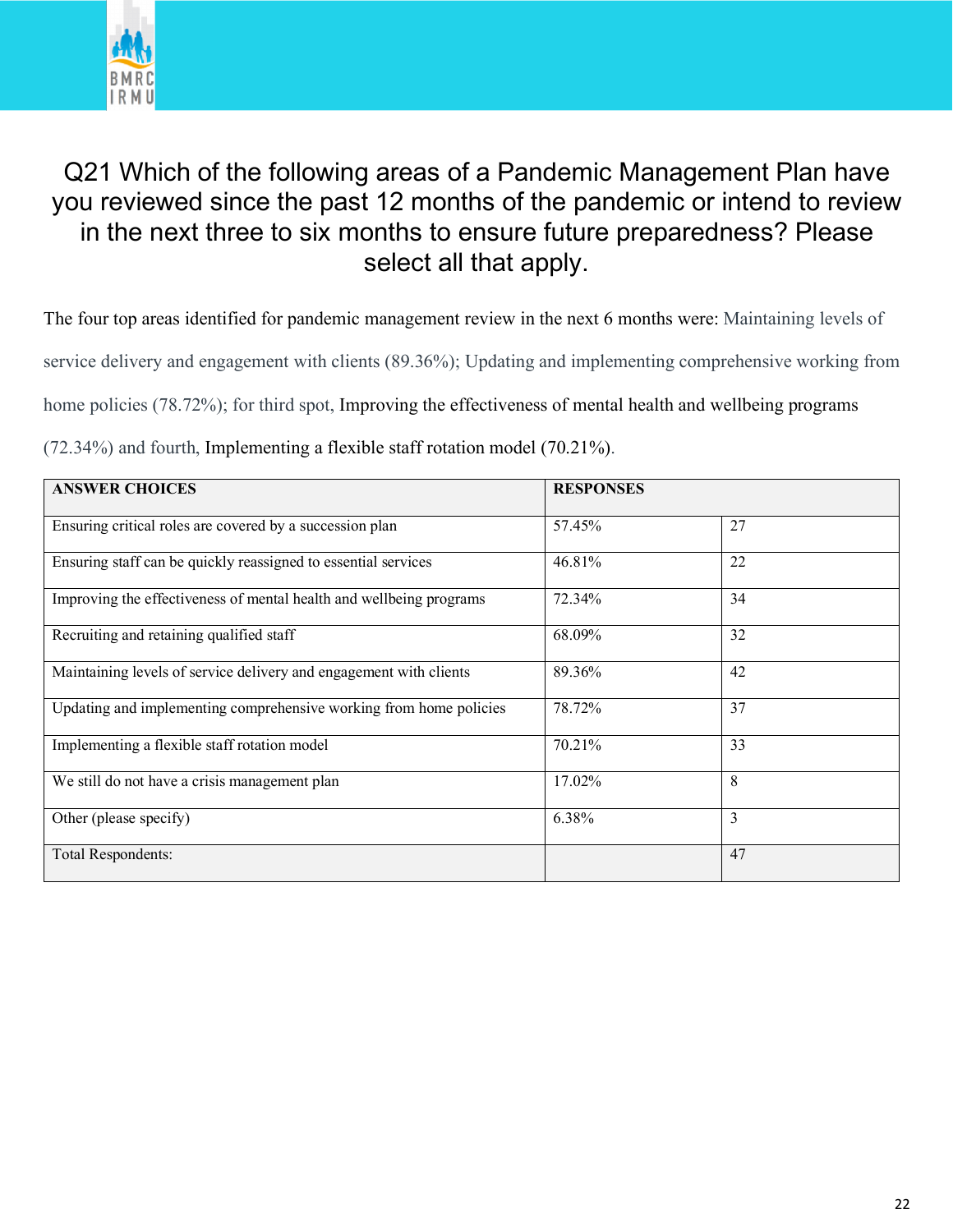## Q21 Which of the following areas of a Pandemic Management Plan have you reviewed since the past 12 months of the pandemic or intend to review in the next three to six months to ensure future preparedness? Please select all that apply.

The four top areas identified for pandemic management review in the next 6 months were: Maintaining levels of service delivery and engagement with clients (89.36%); Updating and implementing comprehensive working from home policies (78.72%); for third spot, Improving the effectiveness of mental health and wellbeing programs (72.34%) and fourth, Implementing a flexible staff rotation model (70.21%).

| ANSWER CHOICES | RESPONSES | |
|---|---|---|
| Ensuring critical roles are covered by a succession plan | 57.45% | 27 |
| Ensuring staff can be quickly reassigned to essential services | 46.81% | 22 |
| Improving the effectiveness of mental health and wellbeing programs | 72.34% | 34 |
| Recruiting and retaining qualified staff | 68.09% | 32 |
| Maintaining levels of service delivery and engagement with clients | 89.36% | 42 |
| Updating and implementing comprehensive working from home policies | 78.72% | 37 |
| Implementing a flexible staff rotation model | 70.21% | 33 |
| We still do not have a crisis management plan | 17.02% | 8 |
| Other (please specify) | 6.38% | 3 |
| Total Respondents: | | 47 |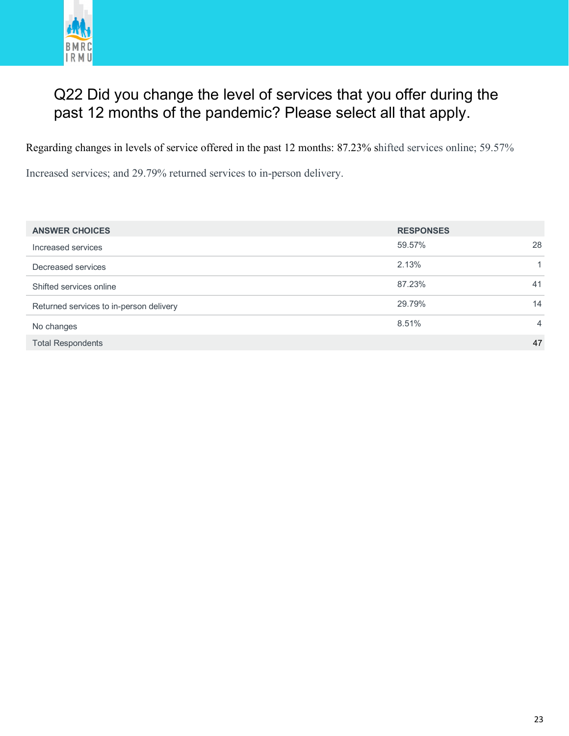## Q22 Did you change the level of services that you offer during the past 12 months of the pandemic? Please select all that apply.

Regarding changes in levels of service offered in the past 12 months: 87.23% shifted services online; 59.57% Increased services; and 29.79% returned services to in-person delivery.

| ANSWER CHOICES | RESPONSES | |
|---|---|---|
| Increased services | 59.57% | 28 |
| Decreased services | 2.13% | 1 |
| Shifted services online | 87.23% | 41 |
| Returned services to in-person delivery | 29.79% | 14 |
| No changes | 8.51% | 4 |
| Total Respondents | | 47 |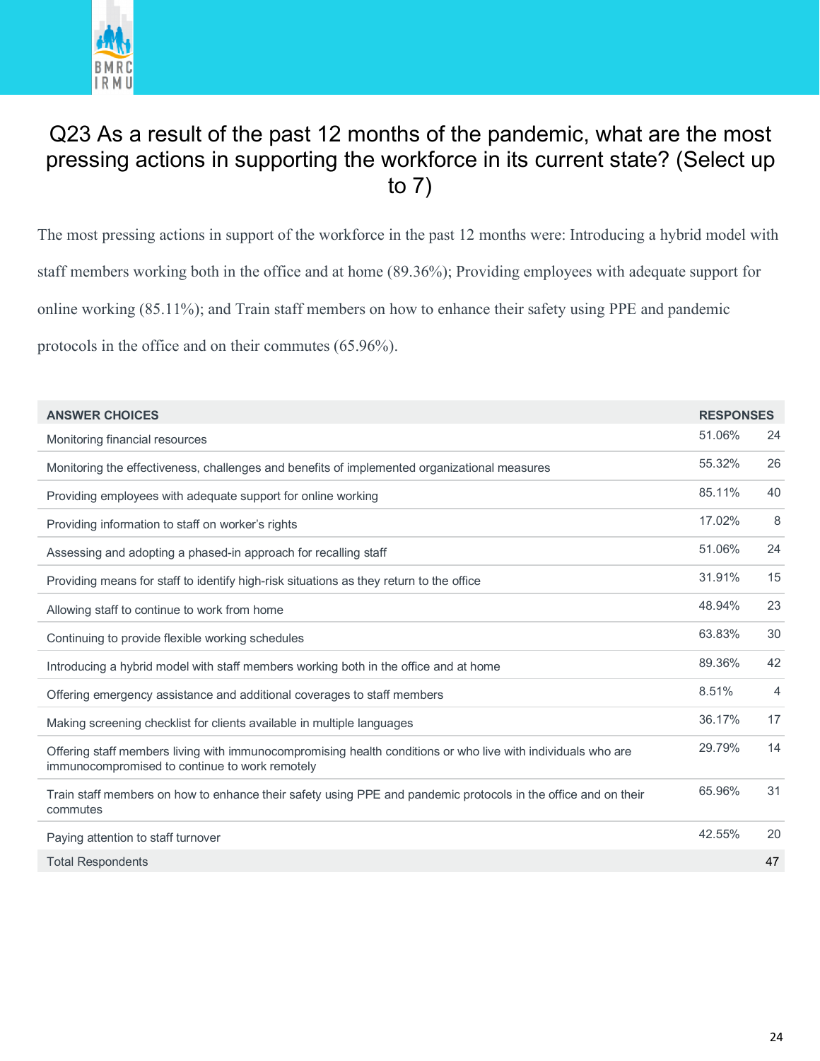## Q23 As a result of the past 12 months of the pandemic, what are the most pressing actions in supporting the workforce in its current state? (Select up to 7)

The most pressing actions in support of the workforce in the past 12 months were: Introducing a hybrid model with staff members working both in the office and at home (89.36%); Providing employees with adequate support for online working (85.11%); and Train staff members on how to enhance their safety using PPE and pandemic protocols in the office and on their commutes (65.96%).

| ANSWER CHOICES | RESPONSES | |
|---|---|---|
| Monitoring financial resources | 51.06% | 24 |
| Monitoring the effectiveness, challenges and benefits of implemented organizational measures | 55.32% | 26 |
| Providing employees with adequate support for online working | 85.11% | 40 |
| Providing information to staff on worker's rights | 17.02% | 8 |
| Assessing and adopting a phased-in approach for recalling staff | 51.06% | 24 |
| Providing means for staff to identify high-risk situations as they return to the office | 31.91% | 15 |
| Allowing staff to continue to work from home | 48.94% | 23 |
| Continuing to provide flexible working schedules | 63.83% | 30 |
| Introducing a hybrid model with staff members working both in the office and at home | 89.36% | 42 |
| Offering emergency assistance and additional coverages to staff members | 8.51% | 4 |
| Making screening checklist for clients available in multiple languages | 36.17% | 17 |
| Offering staff members living with immunocompromising health conditions or who live with individuals who are immunocompromised to continue to work remotely | 29.79% | 14 |
| Train staff members on how to enhance their safety using PPE and pandemic protocols in the office and on their commutes | 65.96% | 31 |
| Paying attention to staff turnover | 42.55% | 20 |
| Total Respondents | | 47 |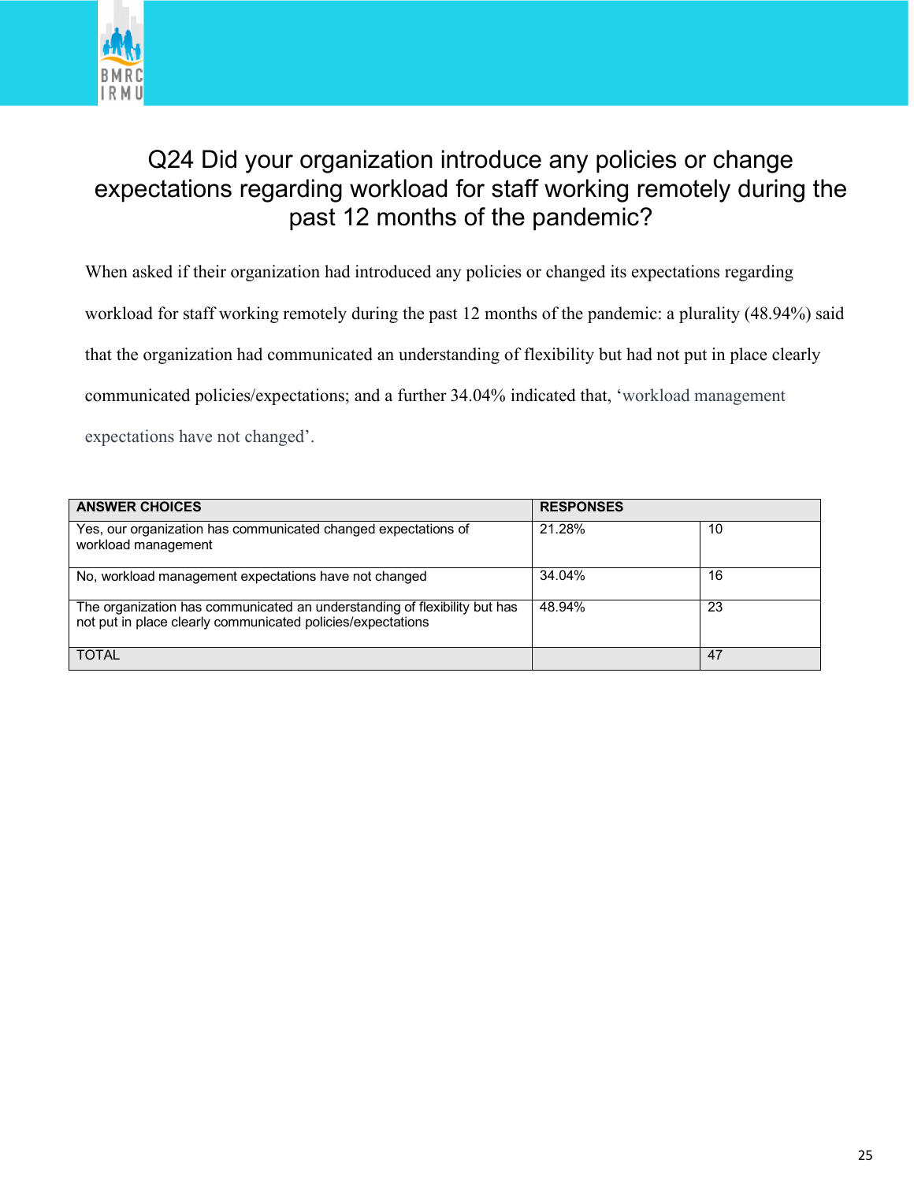# Q24 Did your organization introduce any policies or change expectations regarding workload for staff working remotely during the past 12 months of the pandemic?

When asked if their organization had introduced any policies or changed its expectations regarding workload for staff working remotely during the past 12 months of the pandemic: a plurality (48.94%) said that the organization had communicated an understanding of flexibility but had not put in place clearly communicated policies/expectations; and a further 34.04% indicated that, 'workload management expectations have not changed'.

| ANSWER CHOICES | RESPONSES | |
|---|---|---|
| Yes, our organization has communicated changed expectations of workload management | 21.28% | 10 |
| No, workload management expectations have not changed | 34.04% | 16 |
| The organization has communicated an understanding of flexibility but has not put in place clearly communicated policies/expectations | 48.94% | 23 |
| TOTAL | | 47 |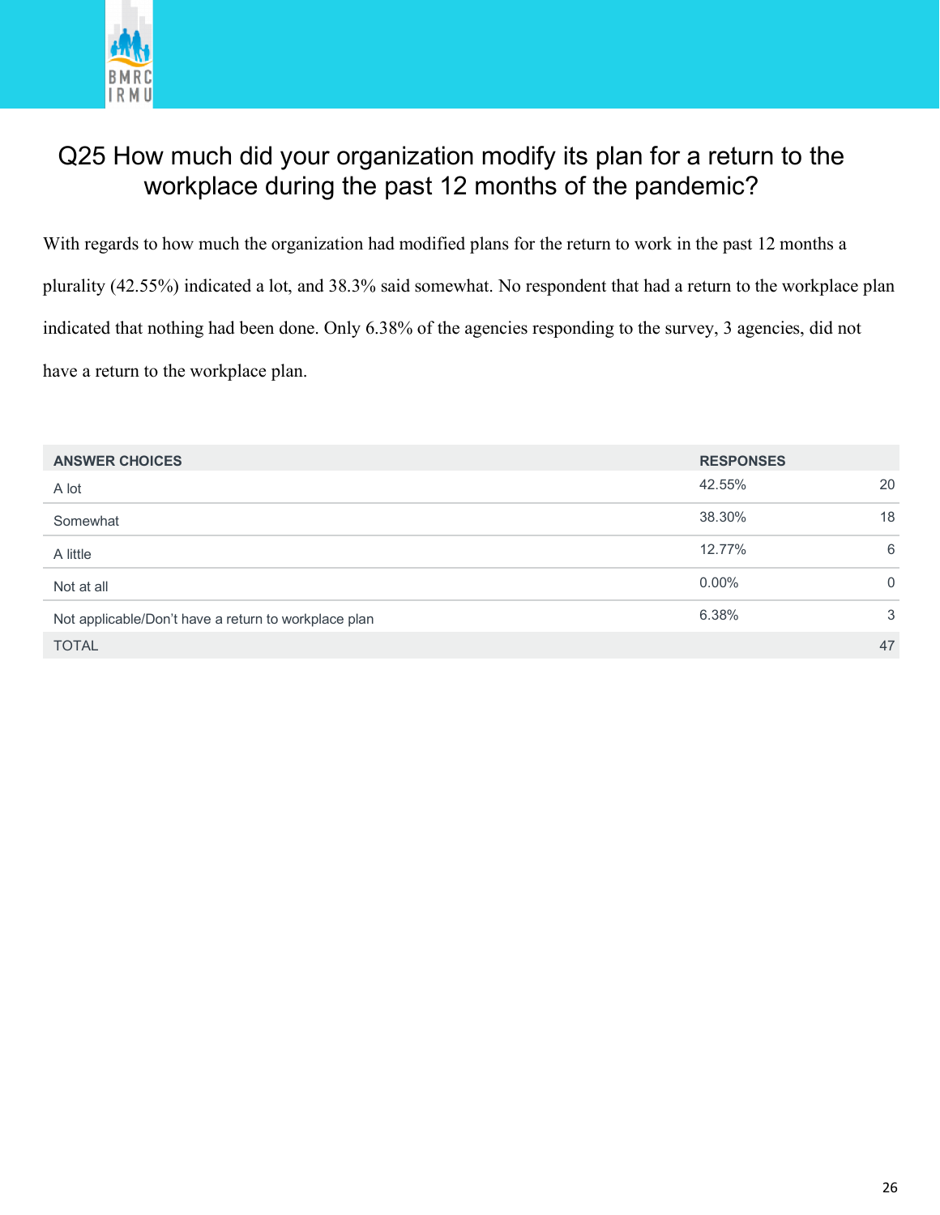## Q25 How much did your organization modify its plan for a return to the workplace during the past 12 months of the pandemic?

With regards to how much the organization had modified plans for the return to work in the past 12 months a plurality (42.55%) indicated a lot, and 38.3% said somewhat. No respondent that had a return to the workplace plan indicated that nothing had been done. Only 6.38% of the agencies responding to the survey, 3 agencies, did not have a return to the workplace plan.

| ANSWER CHOICES | RESPONSES | |
|---|---|---|
| A lot | 42.55% | 20 |
| Somewhat | 38.30% | 18 |
| A little | 12.77% | 6 |
| Not at all | 0.00% | 0 |
| Not applicable/Don't have a return to workplace plan | 6.38% | 3 |
| TOTAL | | 47 |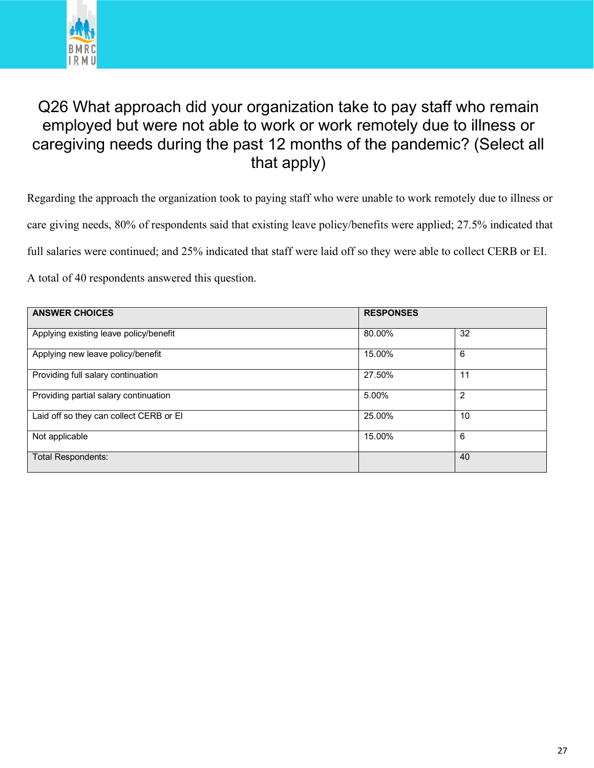## Q26 What approach did your organization take to pay staff who remain employed but were not able to work or work remotely due to illness or caregiving needs during the past 12 months of the pandemic? (Select all that apply)

Regarding the approach the organization took to paying staff who were unable to work remotely due to illness or care giving needs, 80% of respondents said that existing leave policy/benefits were applied; 27.5% indicated that full salaries were continued; and 25% indicated that staff were laid off so they were able to collect CERB or EI. A total of 40 respondents answered this question.

| ANSWER CHOICES | RESPONSES | |
|---|---|---|
| Applying existing leave policy/benefit | 80.00% | 32 |
| Applying new leave policy/benefit | 15.00% | 6 |
| Providing full salary continuation | 27.50% | 11 |
| Providing partial salary continuation | 5.00% | 2 |
| Laid off so they can collect CERB or EI | 25.00% | 10 |
| Not applicable | 15.00% | 6 |
| Total Respondents: | | 40 |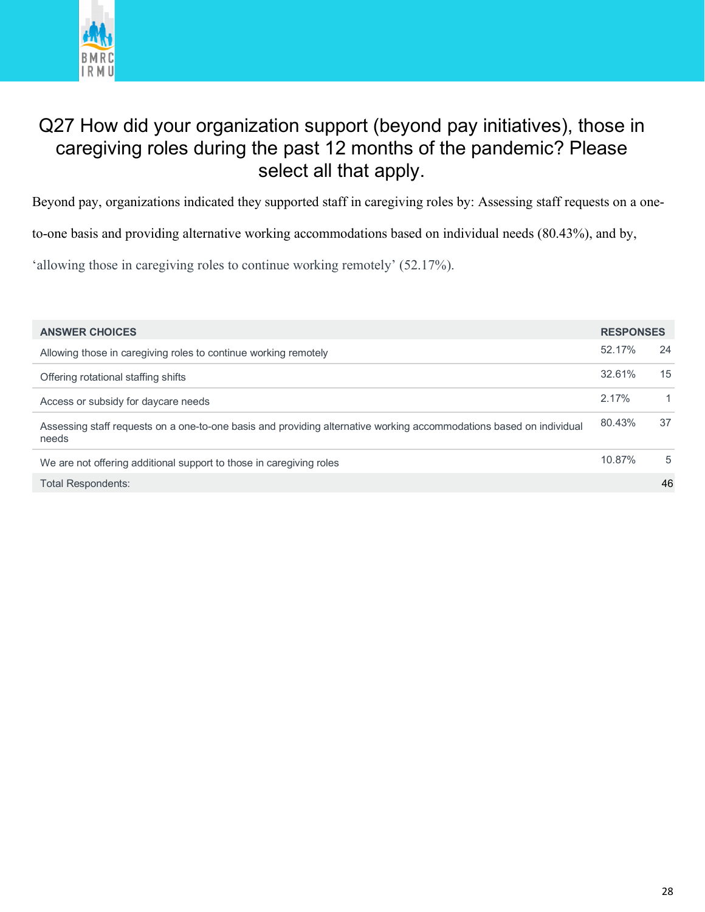# Q27 How did your organization support (beyond pay initiatives), those in caregiving roles during the past 12 months of the pandemic? Please select all that apply.

Beyond pay, organizations indicated they supported staff in caregiving roles by: Assessing staff requests on a one-to-one basis and providing alternative working accommodations based on individual needs (80.43%), and by, 'allowing those in caregiving roles to continue working remotely' (52.17%).

| ANSWER CHOICES | RESPONSES | |
|---|---|---|
| Allowing those in caregiving roles to continue working remotely | 52.17% | 24 |
| Offering rotational staffing shifts | 32.61% | 15 |
| Access or subsidy for daycare needs | 2.17% | 1 |
| Assessing staff requests on a one-to-one basis and providing alternative working accommodations based on individual needs | 80.43% | 37 |
| We are not offering additional support to those in caregiving roles | 10.87% | 5 |
| Total Respondents: | | 46 |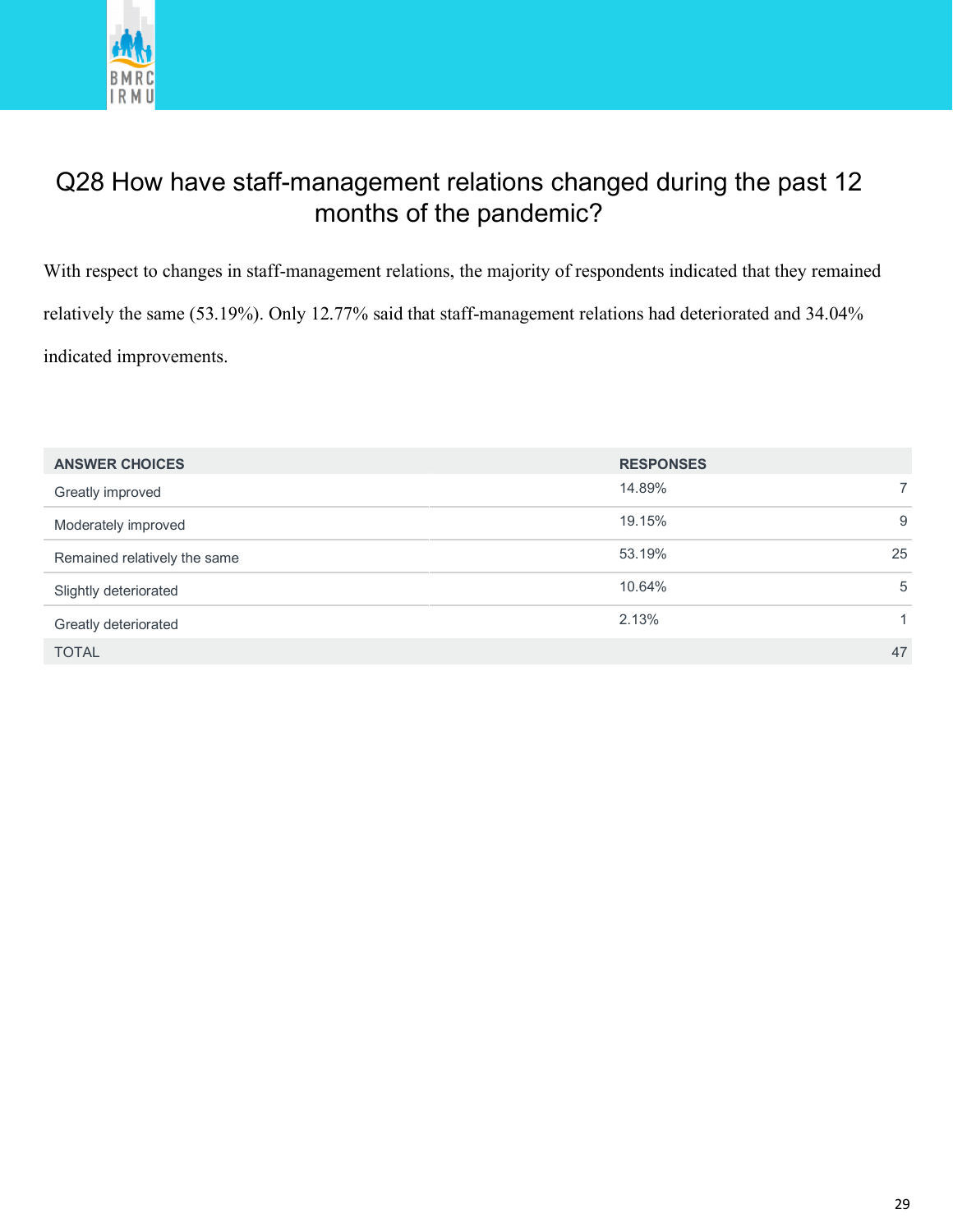## Q28 How have staff-management relations changed during the past 12 months of the pandemic?

With respect to changes in staff-management relations, the majority of respondents indicated that they remained relatively the same (53.19%). Only 12.77% said that staff-management relations had deteriorated and 34.04% indicated improvements.

| ANSWER CHOICES | RESPONSES | |
|---|---|---|
| Greatly improved | 14.89% | 7 |
| Moderately improved | 19.15% | 9 |
| Remained relatively the same | 53.19% | 25 |
| Slightly deteriorated | 10.64% | 5 |
| Greatly deteriorated | 2.13% | 1 |
| TOTAL | | 47 |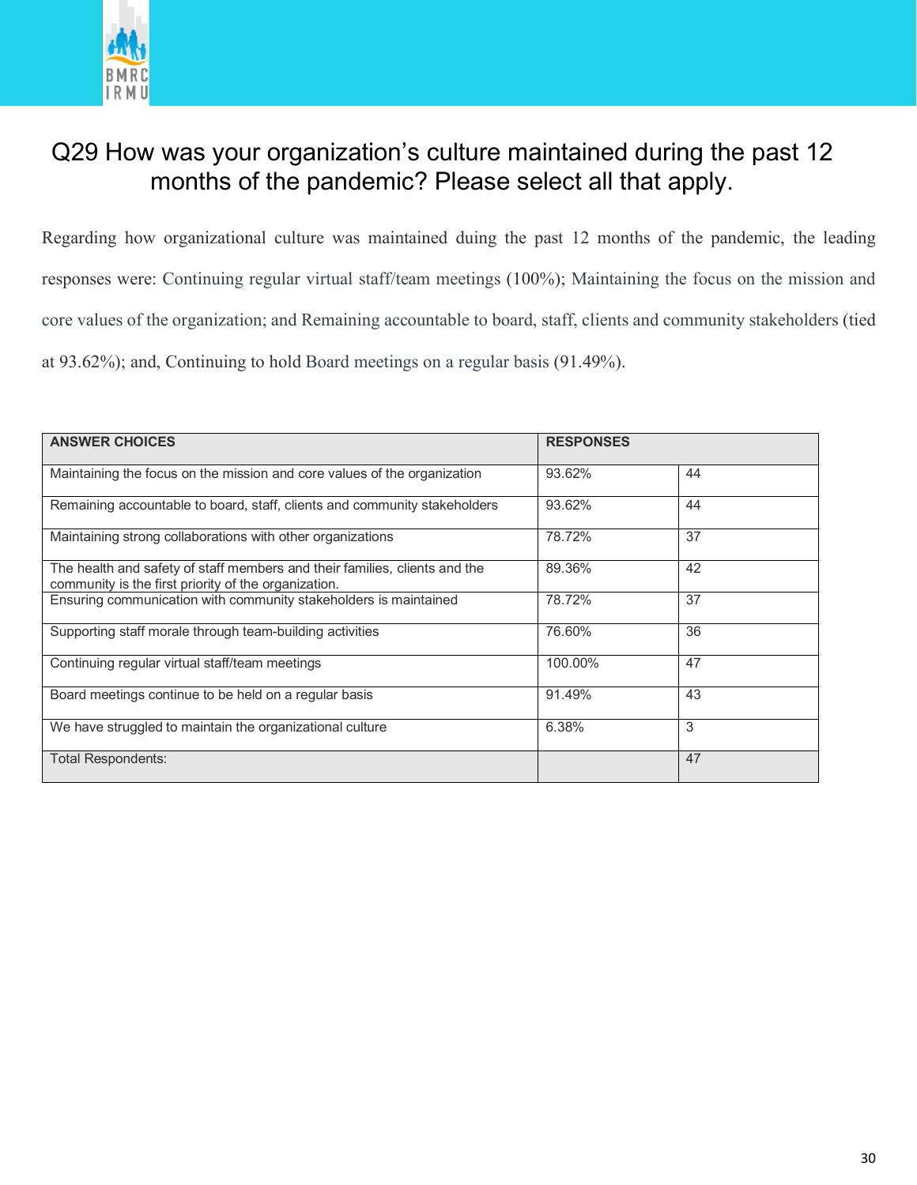# Q29 How was your organization's culture maintained during the past 12 months of the pandemic? Please select all that apply.

Regarding how organizational culture was maintained duing the past 12 months of the pandemic, the leading responses were: Continuing regular virtual staff/team meetings (100%); Maintaining the focus on the mission and core values of the organization; and Remaining accountable to board, staff, clients and community stakeholders (tied at 93.62%); and, Continuing to hold Board meetings on a regular basis (91.49%).

| ANSWER CHOICES | RESPONSES | |
|---|---|---|
| Maintaining the focus on the mission and core values of the organization | 93.62% | 44 |
| Remaining accountable to board, staff, clients and community stakeholders | 93.62% | 44 |
| Maintaining strong collaborations with other organizations | 78.72% | 37 |
| The health and safety of staff members and their families, clients and the community is the first priority of the organization. | 89.36% | 42 |
| Ensuring communication with community stakeholders is maintained | 78.72% | 37 |
| Supporting staff morale through team-building activities | 76.60% | 36 |
| Continuing regular virtual staff/team meetings | 100.00% | 47 |
| Board meetings continue to be held on a regular basis | 91.49% | 43 |
| We have struggled to maintain the organizational culture | 6.38% | 3 |
| Total Respondents: | | 47 |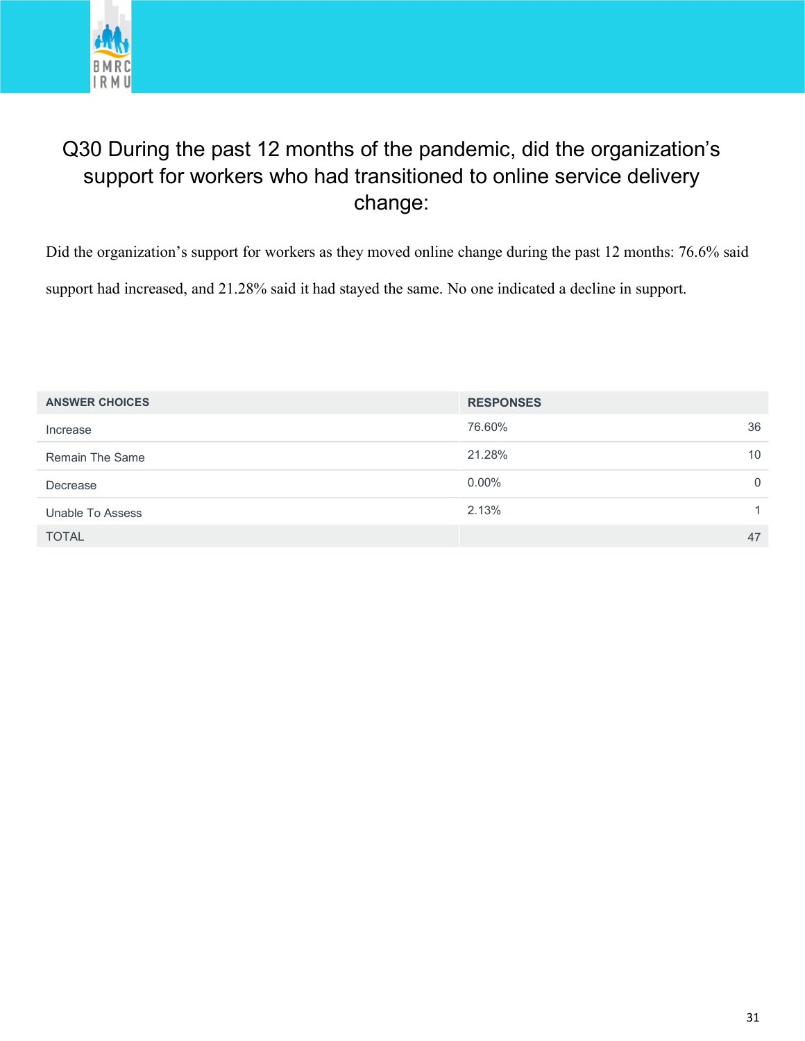# Q30 During the past 12 months of the pandemic, did the organization's support for workers who had transitioned to online service delivery change:

Did the organization's support for workers as they moved online change during the past 12 months: 76.6% said support had increased, and 21.28% said it had stayed the same. No one indicated a decline in support.

| ANSWER CHOICES | RESPONSES | |
|---|---|---|
| Increase | 76.60% | 36 |
| Remain The Same | 21.28% | 10 |
| Decrease | 0.00% | 0 |
| Unable To Assess | 2.13% | 1 |
| TOTAL | | 47 |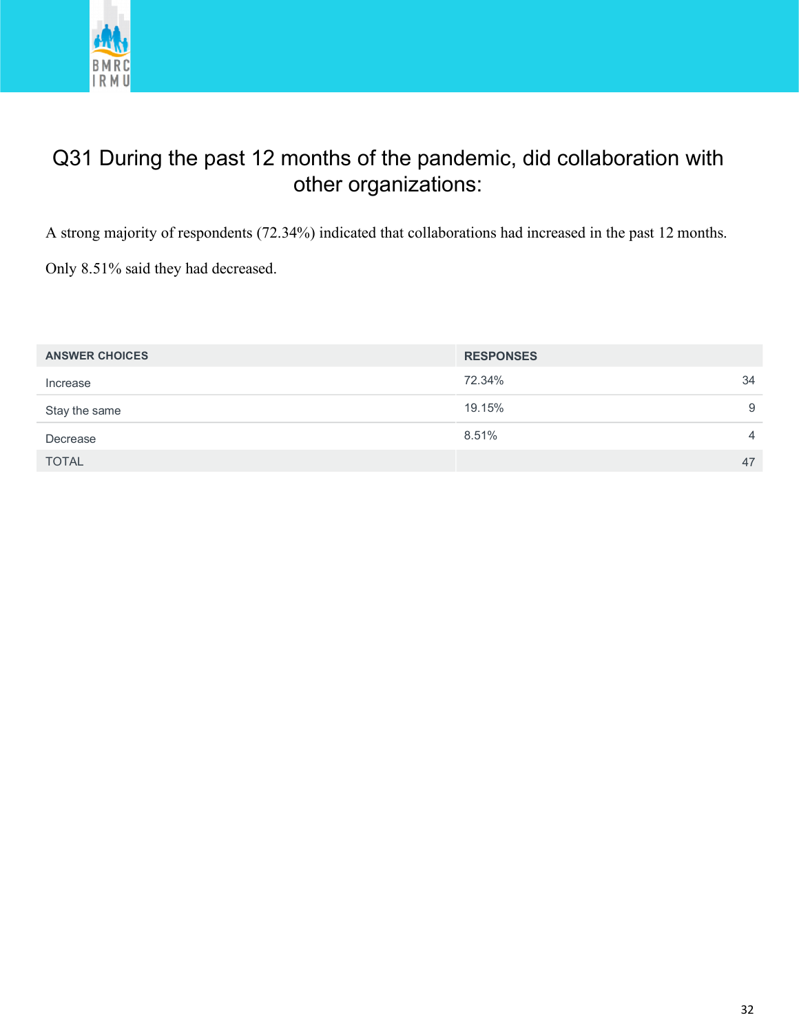## Q31 During the past 12 months of the pandemic, did collaboration with other organizations:

A strong majority of respondents (72.34%) indicated that collaborations had increased in the past 12 months.

Only 8.51% said they had decreased.

| ANSWER CHOICES | RESPONSES | |
|---|---|---|
| Increase | 72.34% | 34 |
| Stay the same | 19.15% | 9 |
| Decrease | 8.51% | 4 |
| TOTAL | | 47 |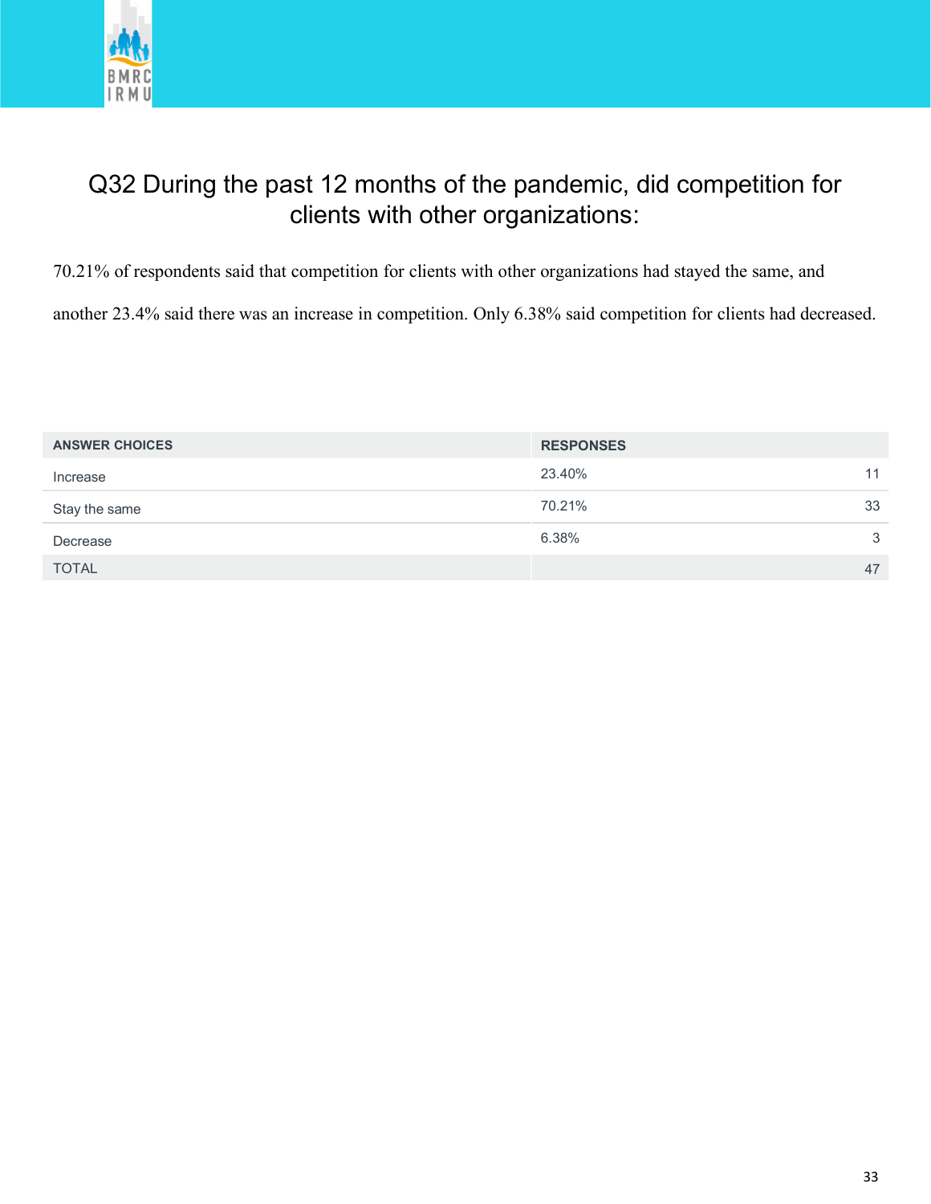## Q32 During the past 12 months of the pandemic, did competition for clients with other organizations:

70.21% of respondents said that competition for clients with other organizations had stayed the same, and another 23.4% said there was an increase in competition. Only 6.38% said competition for clients had decreased.

| ANSWER CHOICES | RESPONSES | |
|---|---|---|
| Increase | 23.40% | 11 |
| Stay the same | 70.21% | 33 |
| Decrease | 6.38% | 3 |
| TOTAL | | 47 |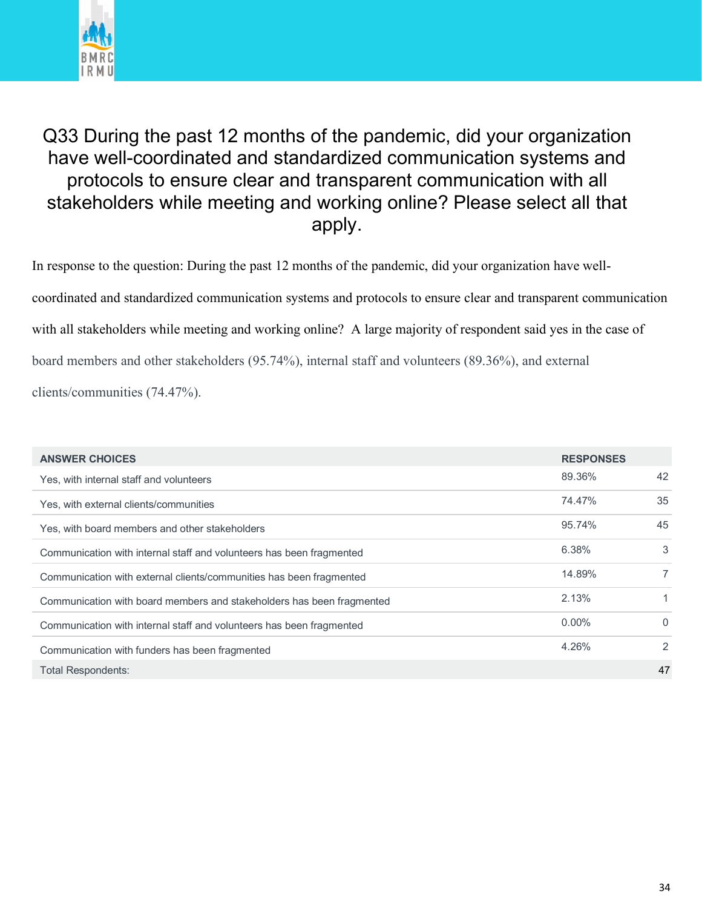# Q33 During the past 12 months of the pandemic, did your organization have well-coordinated and standardized communication systems and protocols to ensure clear and transparent communication with all stakeholders while meeting and working online? Please select all that apply.

In response to the question: During the past 12 months of the pandemic, did your organization have well-coordinated and standardized communication systems and protocols to ensure clear and transparent communication with all stakeholders while meeting and working online? A large majority of respondent said yes in the case of board members and other stakeholders (95.74%), internal staff and volunteers (89.36%), and external clients/communities (74.47%).

| ANSWER CHOICES | RESPONSES | |
|---|---|---|
| Yes, with internal staff and volunteers | 89.36% | 42 |
| Yes, with external clients/communities | 74.47% | 35 |
| Yes, with board members and other stakeholders | 95.74% | 45 |
| Communication with internal staff and volunteers has been fragmented | 6.38% | 3 |
| Communication with external clients/communities has been fragmented | 14.89% | 7 |
| Communication with board members and stakeholders has been fragmented | 2.13% | 1 |
| Communication with internal staff and volunteers has been fragmented | 0.00% | 0 |
| Communication with funders has been fragmented | 4.26% | 2 |
| Total Respondents: | | 47 |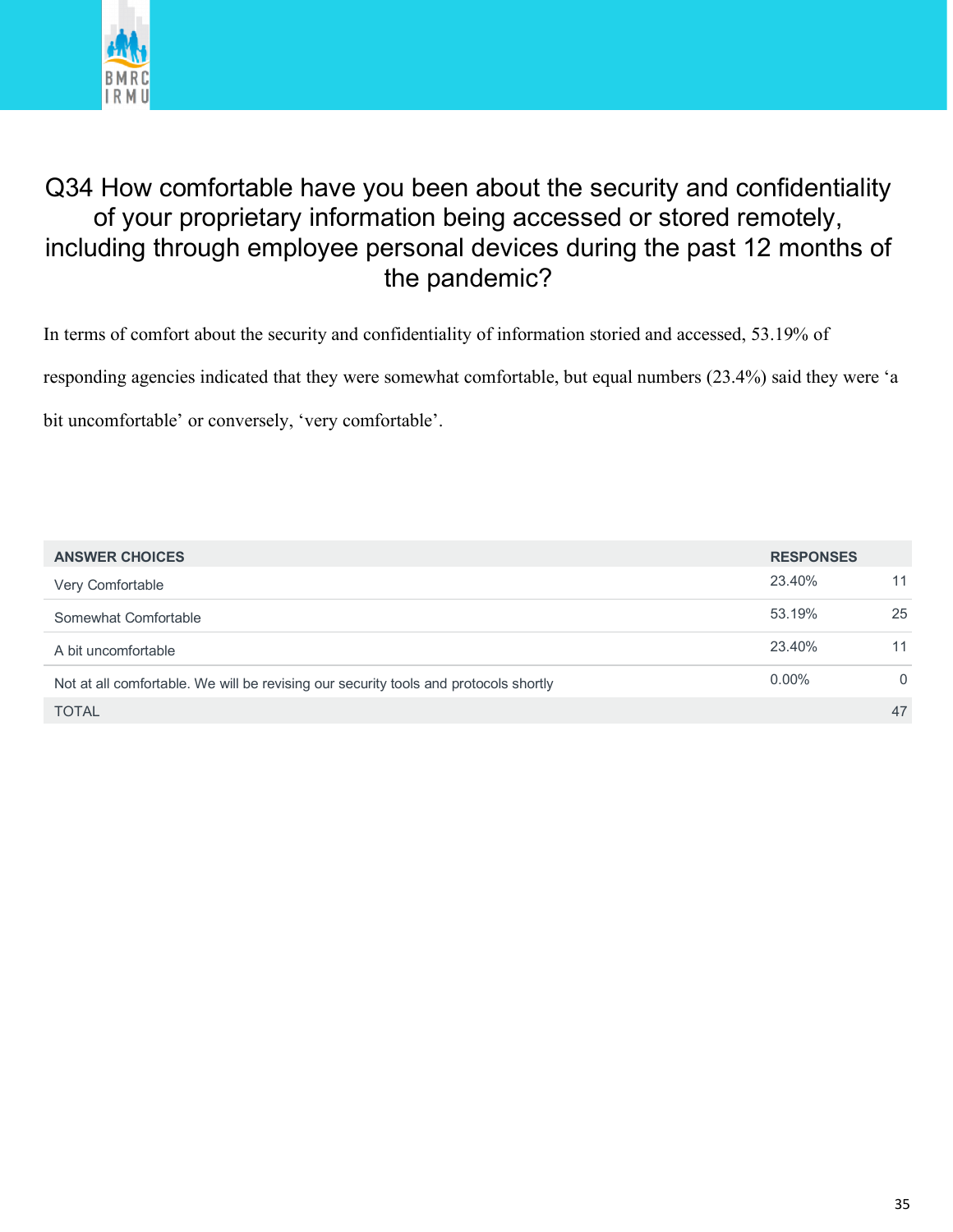## Q34 How comfortable have you been about the security and confidentiality of your proprietary information being accessed or stored remotely, including through employee personal devices during the past 12 months of the pandemic?

In terms of comfort about the security and confidentiality of information storied and accessed, 53.19% of responding agencies indicated that they were somewhat comfortable, but equal numbers (23.4%) said they were 'a bit uncomfortable' or conversely, 'very comfortable'.

| ANSWER CHOICES | RESPONSES | |
|---|---|---|
| Very Comfortable | 23.40% | 11 |
| Somewhat Comfortable | 53.19% | 25 |
| A bit uncomfortable | 23.40% | 11 |
| Not at all comfortable. We will be revising our security tools and protocols shortly | 0.00% | 0 |
| TOTAL | | 47 |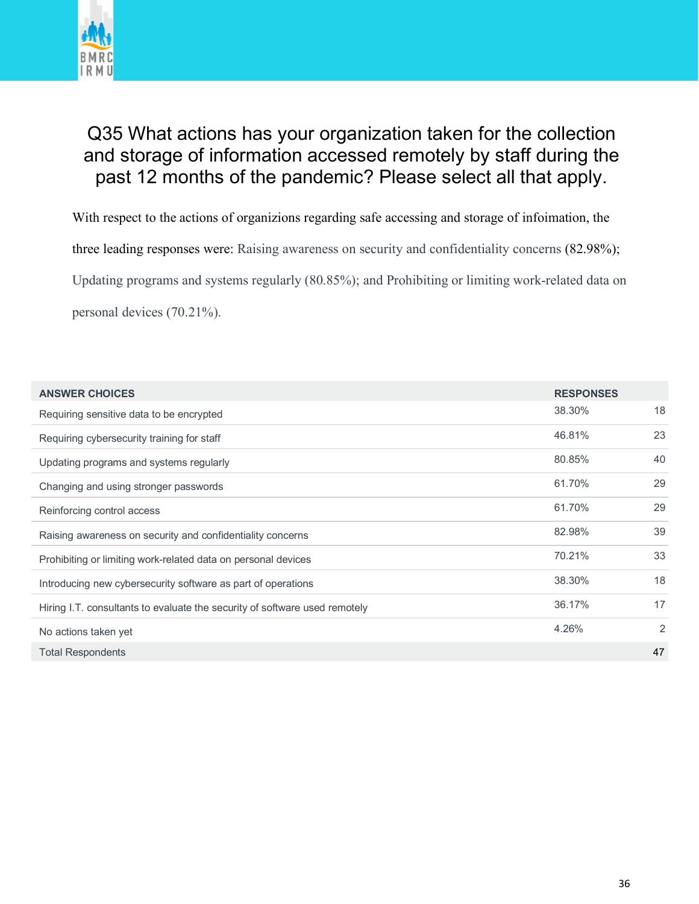## Q35 What actions has your organization taken for the collection and storage of information accessed remotely by staff during the past 12 months of the pandemic? Please select all that apply.

With respect to the actions of organizions regarding safe accessing and storage of infoimation, the three leading responses were: Raising awareness on security and confidentiality concerns (82.98%); Updating programs and systems regularly (80.85%); and Prohibiting or limiting work-related data on personal devices (70.21%).

| ANSWER CHOICES | RESPONSES | |
|---|---|---|
| Requiring sensitive data to be encrypted | 38.30% | 18 |
| Requiring cybersecurity training for staff | 46.81% | 23 |
| Updating programs and systems regularly | 80.85% | 40 |
| Changing and using stronger passwords | 61.70% | 29 |
| Reinforcing control access | 61.70% | 29 |
| Raising awareness on security and confidentiality concerns | 82.98% | 39 |
| Prohibiting or limiting work-related data on personal devices | 70.21% | 33 |
| Introducing new cybersecurity software as part of operations | 38.30% | 18 |
| Hiring I.T. consultants to evaluate the security of software used remotely | 36.17% | 17 |
| No actions taken yet | 4.26% | 2 |
| Total Respondents | | 47 |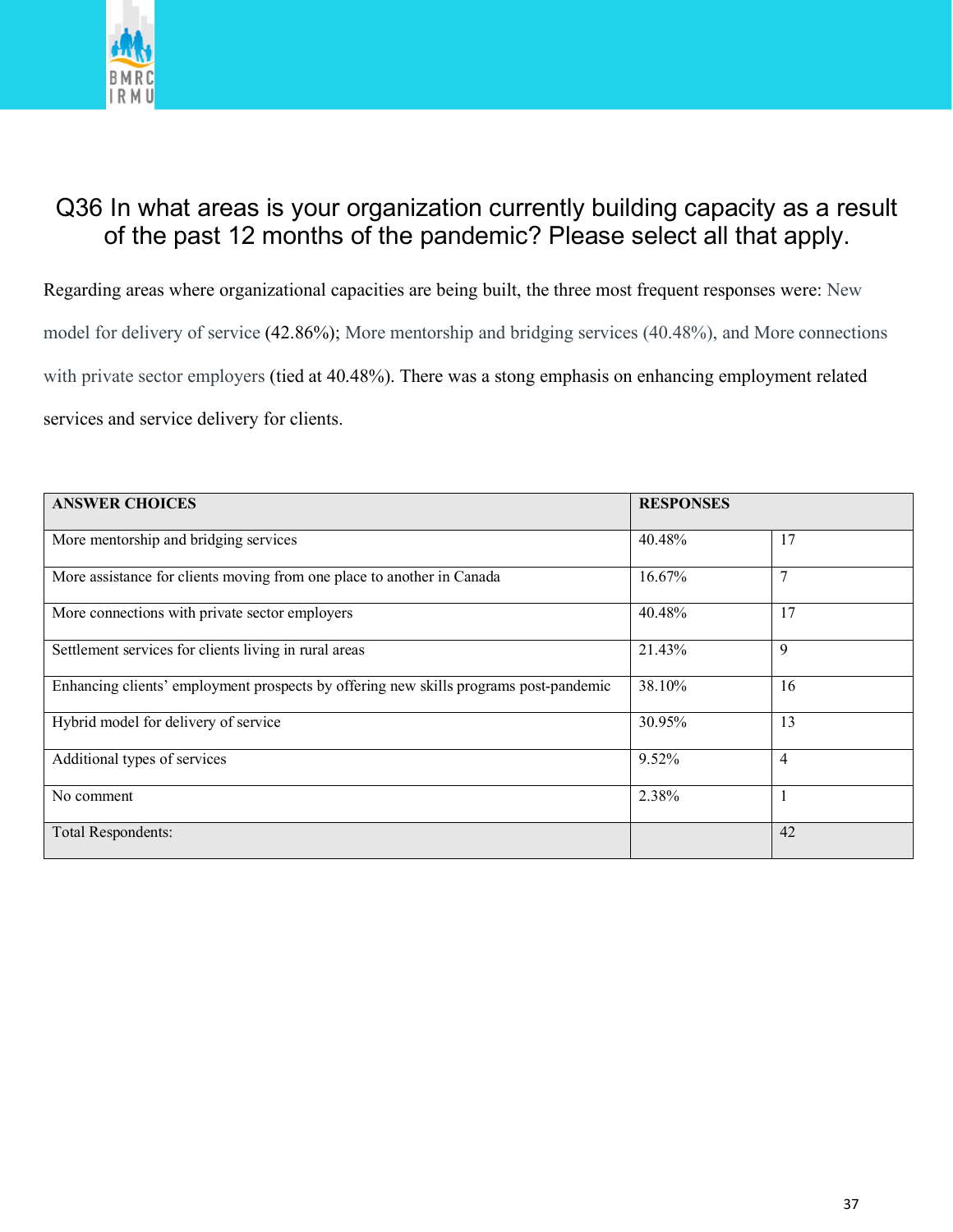# Q36 In what areas is your organization currently building capacity as a result of the past 12 months of the pandemic? Please select all that apply.

Regarding areas where organizational capacities are being built, the three most frequent responses were: New model for delivery of service (42.86%); More mentorship and bridging services (40.48%), and More connections with private sector employers (tied at 40.48%). There was a stong emphasis on enhancing employment related services and service delivery for clients.

| ANSWER CHOICES | RESPONSES | |
|---|---|---|
| More mentorship and bridging services | 40.48% | 17 |
| More assistance for clients moving from one place to another in Canada | 16.67% | 7 |
| More connections with private sector employers | 40.48% | 17 |
| Settlement services for clients living in rural areas | 21.43% | 9 |
| Enhancing clients' employment prospects by offering new skills programs post-pandemic | 38.10% | 16 |
| Hybrid model for delivery of service | 30.95% | 13 |
| Additional types of services | 9.52% | 4 |
| No comment | 2.38% | 1 |
| Total Respondents: | | 42 |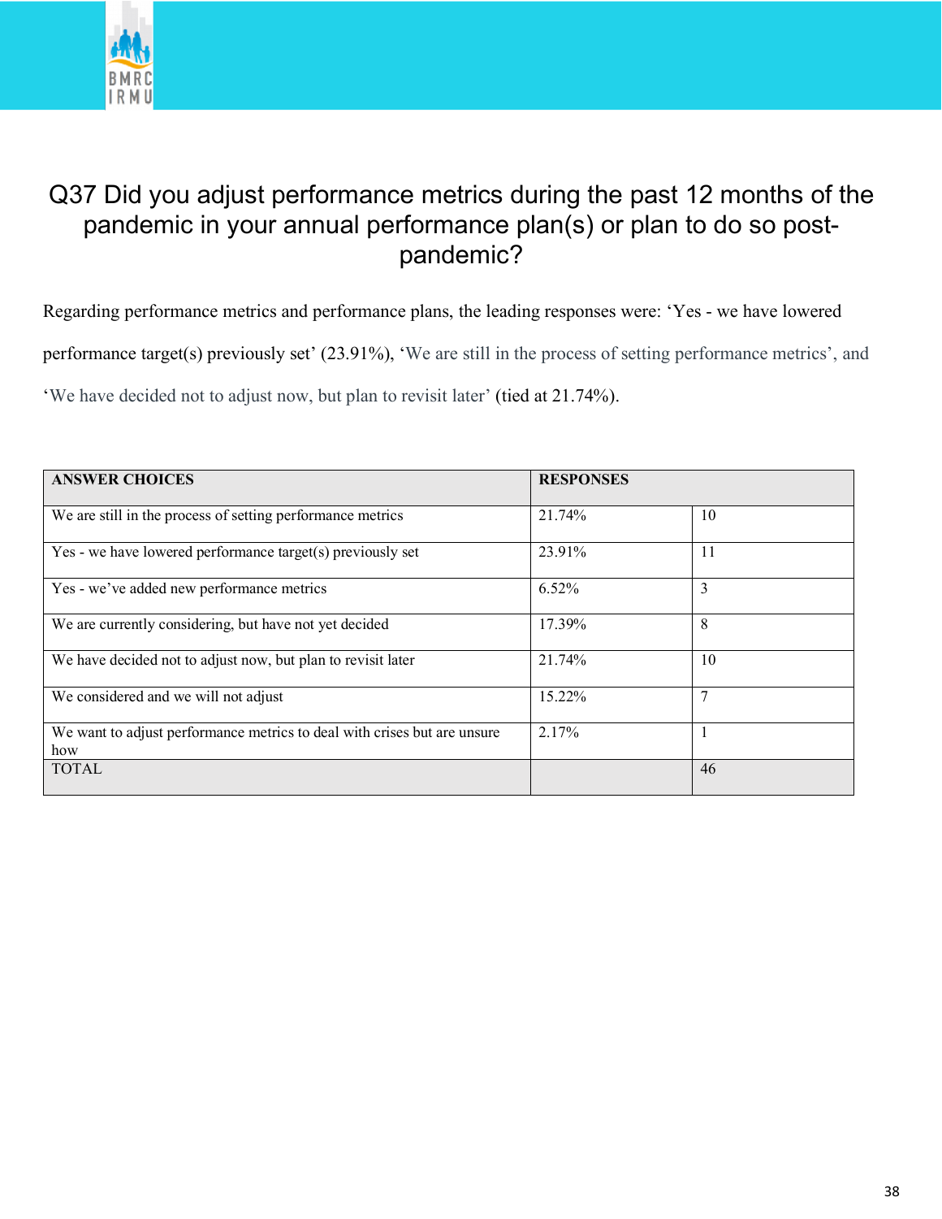# Q37 Did you adjust performance metrics during the past 12 months of the pandemic in your annual performance plan(s) or plan to do so post-pandemic?

Regarding performance metrics and performance plans, the leading responses were: 'Yes - we have lowered performance target(s) previously set' (23.91%), 'We are still in the process of setting performance metrics', and 'We have decided not to adjust now, but plan to revisit later' (tied at 21.74%).

| ANSWER CHOICES | RESPONSES | |
|---|---|---|
| We are still in the process of setting performance metrics | 21.74% | 10 |
| Yes - we have lowered performance target(s) previously set | 23.91% | 11 |
| Yes - we've added new performance metrics | 6.52% | 3 |
| We are currently considering, but have not yet decided | 17.39% | 8 |
| We have decided not to adjust now, but plan to revisit later | 21.74% | 10 |
| We considered and we will not adjust | 15.22% | 7 |
| We want to adjust performance metrics to deal with crises but are unsure how | 2.17% | 1 |
| TOTAL | | 46 |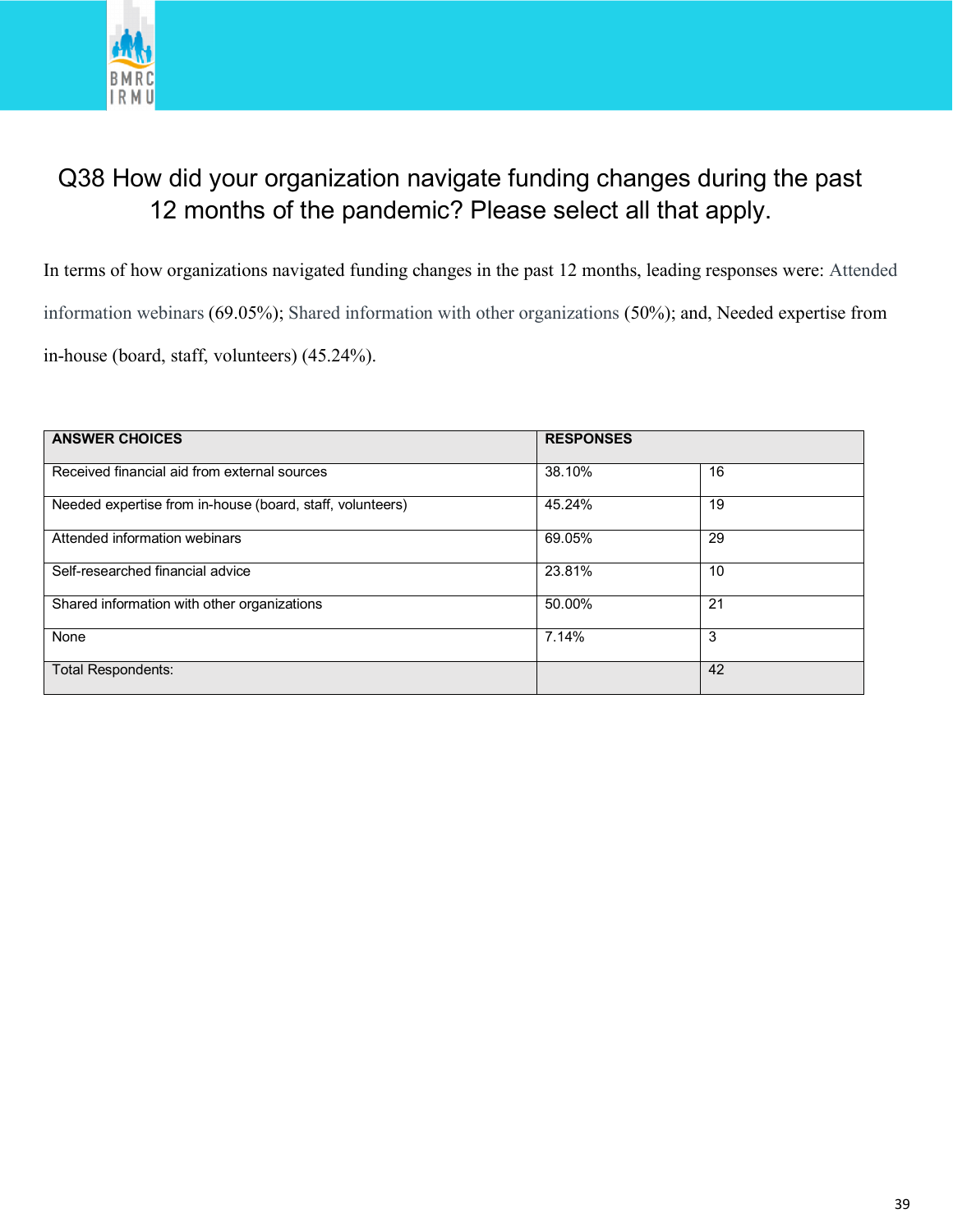## Q38 How did your organization navigate funding changes during the past 12 months of the pandemic? Please select all that apply.

In terms of how organizations navigated funding changes in the past 12 months, leading responses were: Attended information webinars (69.05%); Shared information with other organizations (50%); and, Needed expertise from in-house (board, staff, volunteers) (45.24%).

| ANSWER CHOICES | RESPONSES | |
|---|---|---|
| Received financial aid from external sources | 38.10% | 16 |
| Needed expertise from in-house (board, staff, volunteers) | 45.24% | 19 |
| Attended information webinars | 69.05% | 29 |
| Self-researched financial advice | 23.81% | 10 |
| Shared information with other organizations | 50.00% | 21 |
| None | 7.14% | 3 |
| Total Respondents: | | 42 |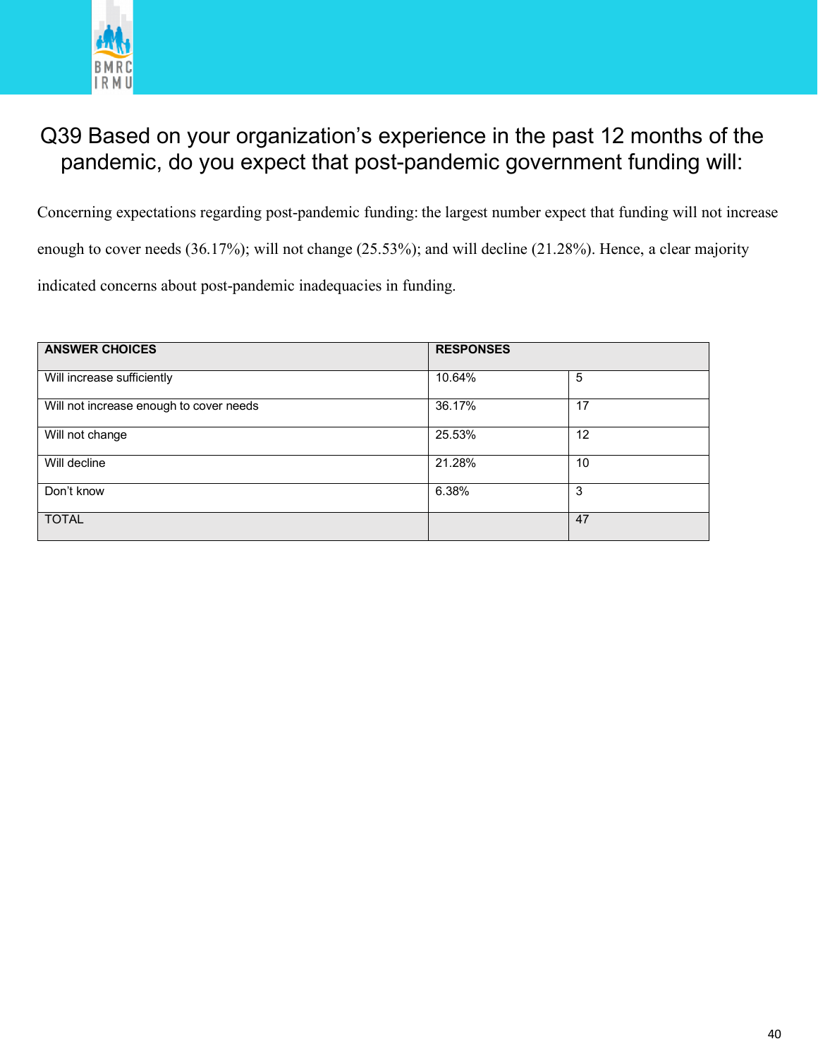## Q39 Based on your organization's experience in the past 12 months of the pandemic, do you expect that post-pandemic government funding will:

Concerning expectations regarding post-pandemic funding: the largest number expect that funding will not increase enough to cover needs (36.17%); will not change (25.53%); and will decline (21.28%). Hence, a clear majority indicated concerns about post-pandemic inadequacies in funding.

| ANSWER CHOICES | RESPONSES | |
|---|---|---|
| Will increase sufficiently | 10.64% | 5 |
| Will not increase enough to cover needs | 36.17% | 17 |
| Will not change | 25.53% | 12 |
| Will decline | 21.28% | 10 |
| Don't know | 6.38% | 3 |
| TOTAL | | 47 |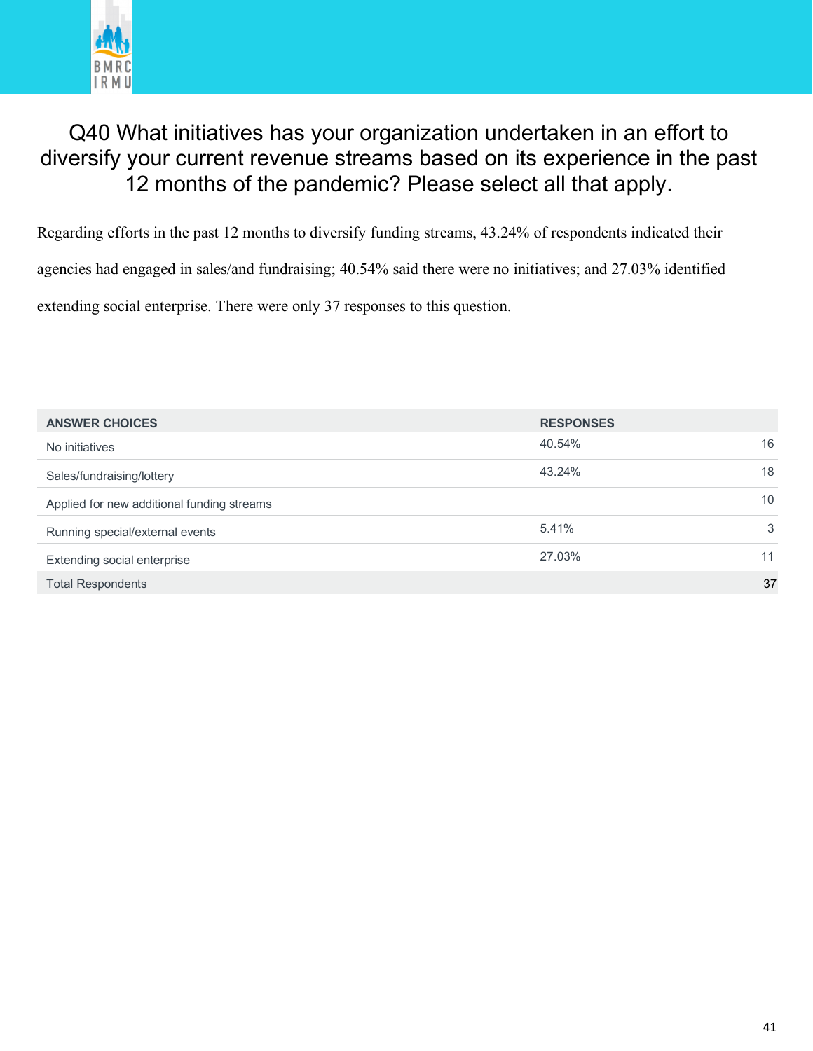# Q40 What initiatives has your organization undertaken in an effort to diversify your current revenue streams based on its experience in the past 12 months of the pandemic? Please select all that apply.

Regarding efforts in the past 12 months to diversify funding streams, 43.24% of respondents indicated their agencies had engaged in sales/and fundraising; 40.54% said there were no initiatives; and 27.03% identified extending social enterprise. There were only 37 responses to this question.

| ANSWER CHOICES | RESPONSES | |
|---|---|---|
| No initiatives | 40.54% | 16 |
| Sales/fundraising/lottery | 43.24% | 18 |
| Applied for new additional funding streams | | 10 |
| Running special/external events | 5.41% | 3 |
| Extending social enterprise | 27.03% | 11 |
| Total Respondents | | 37 |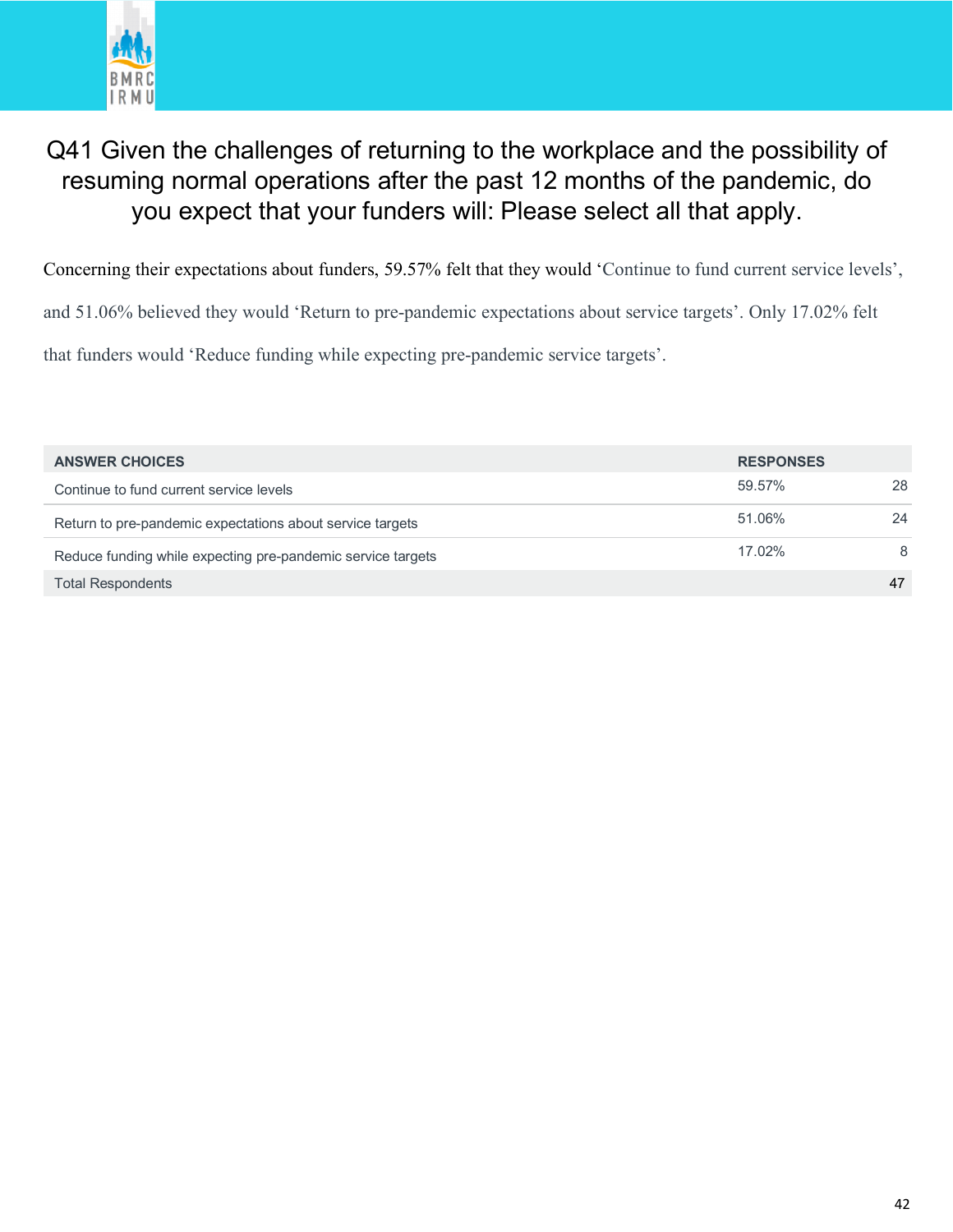# Q41 Given the challenges of returning to the workplace and the possibility of resuming normal operations after the past 12 months of the pandemic, do you expect that your funders will: Please select all that apply.

Concerning their expectations about funders, 59.57% felt that they would 'Continue to fund current service levels', and 51.06% believed they would 'Return to pre-pandemic expectations about service targets'. Only 17.02% felt that funders would 'Reduce funding while expecting pre-pandemic service targets'.

| ANSWER CHOICES | RESPONSES | |
|---|---|---|
| Continue to fund current service levels | 59.57% | 28 |
| Return to pre-pandemic expectations about service targets | 51.06% | 24 |
| Reduce funding while expecting pre-pandemic service targets | 17.02% | 8 |
| Total Respondents | | 47 |